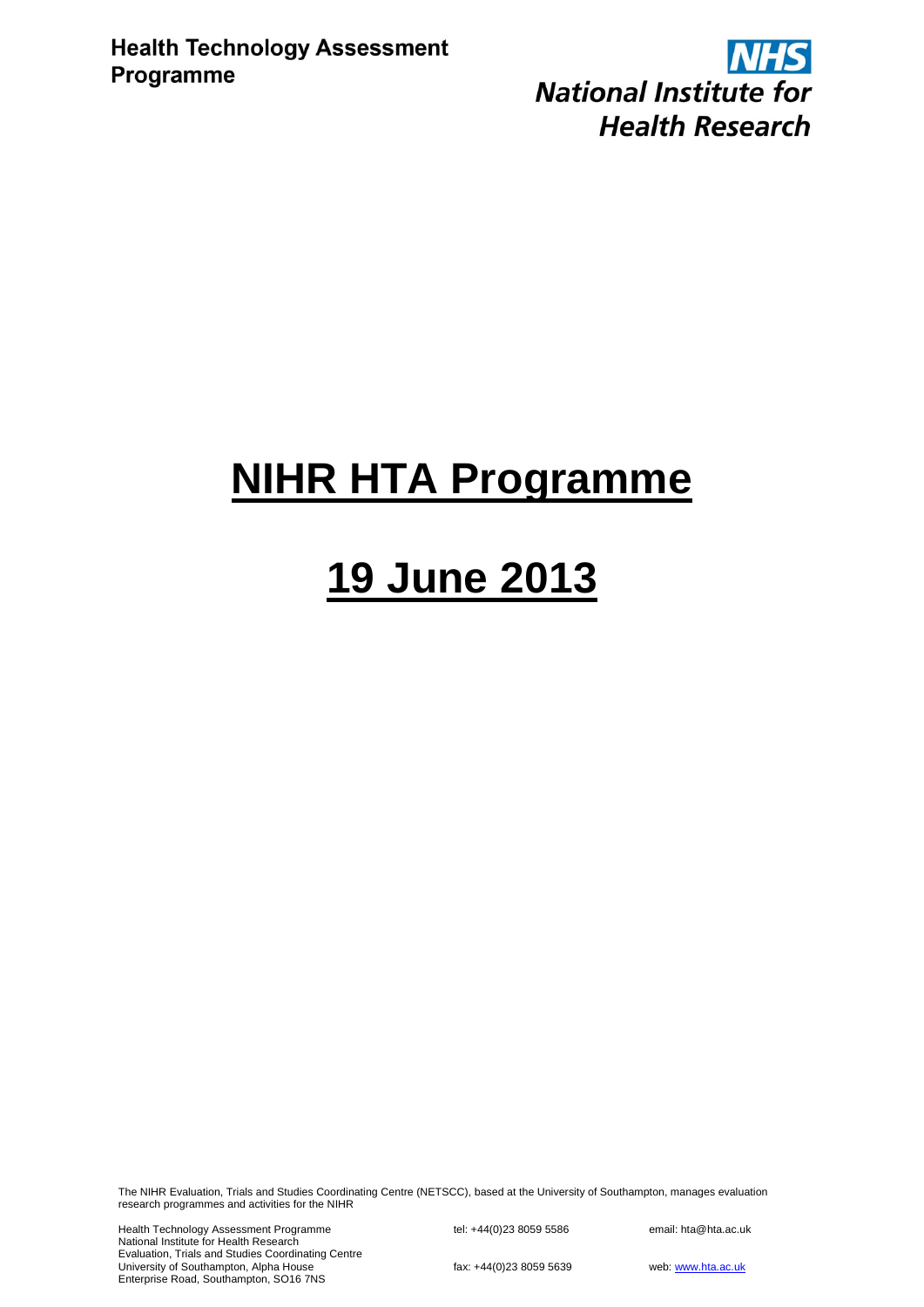**Health Technology Assessment Programme**

**NHS National Institute for Health Research**

# NIHR HTA Programme

# 19 June 2013

The NIHR Evaluation, Trials and Studies Coordinating Centre (NETSCC), based at the University of Southampton, manages evaluation research programmes and activities for the NIHR

Health Technology Assessment Programme
National Institute for Health Research
Evaluation, Trials and Studies Coordinating Centre
University of Southampton, Alpha House
Enterprise Road, Southampton, SO16 7NS

tel: +44(0)23 8059 5586

fax: +44(0)23 8059 5639

email: hta@hta.ac.uk

web: www.hta.ac.uk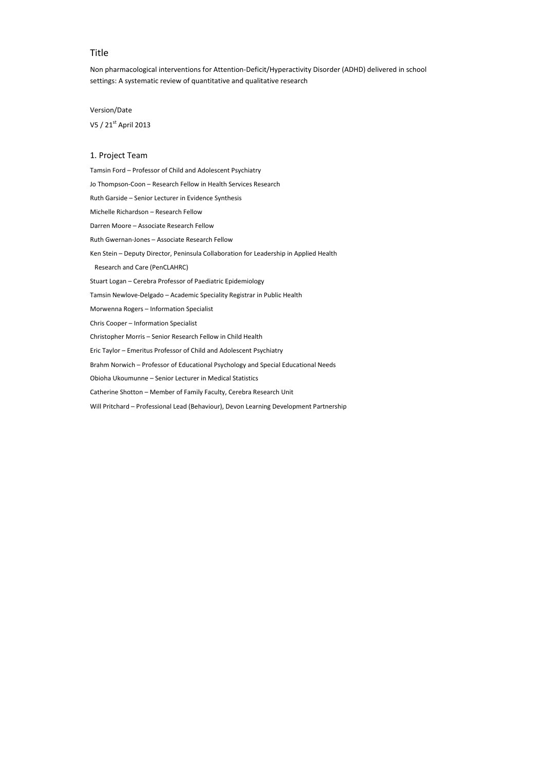## Title

Non pharmacological interventions for Attention-Deficit/Hyperactivity Disorder (ADHD) delivered in school settings: A systematic review of quantitative and qualitative research

Version/Date

V5 / 21st April 2013

## 1. Project Team

Tamsin Ford – Professor of Child and Adolescent Psychiatry

Jo Thompson-Coon – Research Fellow in Health Services Research

Ruth Garside – Senior Lecturer in Evidence Synthesis

Michelle Richardson – Research Fellow

Darren Moore – Associate Research Fellow

Ruth Gwernan-Jones – Associate Research Fellow

Ken Stein – Deputy Director, Peninsula Collaboration for Leadership in Applied Health Research and Care (PenCLAHRC)

Stuart Logan – Cerebra Professor of Paediatric Epidemiology

Tamsin Newlove-Delgado – Academic Speciality Registrar in Public Health

Morwenna Rogers – Information Specialist

Chris Cooper – Information Specialist

Christopher Morris – Senior Research Fellow in Child Health

Eric Taylor – Emeritus Professor of Child and Adolescent Psychiatry

Brahm Norwich – Professor of Educational Psychology and Special Educational Needs

Obioha Ukoumunne – Senior Lecturer in Medical Statistics

Catherine Shotton – Member of Family Faculty, Cerebra Research Unit

Will Pritchard – Professional Lead (Behaviour), Devon Learning Development Partnership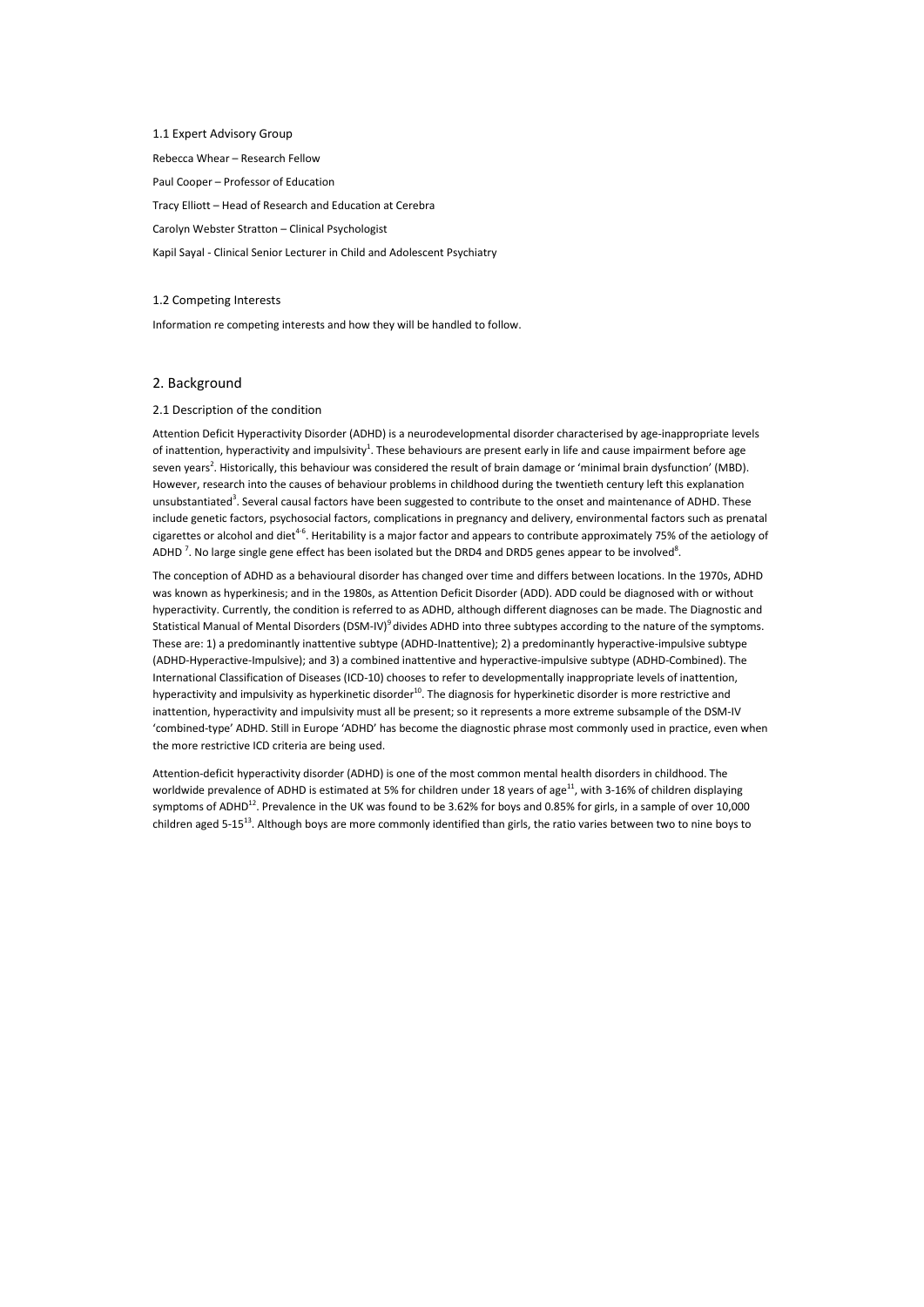### 1.1 Expert Advisory Group

Rebecca Whear – Research Fellow

Paul Cooper – Professor of Education

Tracy Elliott – Head of Research and Education at Cerebra

Carolyn Webster Stratton – Clinical Psychologist

Kapil Sayal - Clinical Senior Lecturer in Child and Adolescent Psychiatry

### 1.2 Competing Interests

Information re competing interests and how they will be handled to follow.

## 2. Background

### 2.1 Description of the condition

Attention Deficit Hyperactivity Disorder (ADHD) is a neurodevelopmental disorder characterised by age-inappropriate levels of inattention, hyperactivity and impulsivity[1]. These behaviours are present early in life and cause impairment before age seven years[2]. Historically, this behaviour was considered the result of brain damage or 'minimal brain dysfunction' (MBD). However, research into the causes of behaviour problems in childhood during the twentieth century left this explanation unsubstantiated[3]. Several causal factors have been suggested to contribute to the onset and maintenance of ADHD. These include genetic factors, psychosocial factors, complications in pregnancy and delivery, environmental factors such as prenatal cigarettes or alcohol and diet[4-6]. Heritability is a major factor and appears to contribute approximately 75% of the aetiology of ADHD [7]. No large single gene effect has been isolated but the DRD4 and DRD5 genes appear to be involved[8].

The conception of ADHD as a behavioural disorder has changed over time and differs between locations. In the 1970s, ADHD was known as hyperkinesis; and in the 1980s, as Attention Deficit Disorder (ADD). ADD could be diagnosed with or without hyperactivity. Currently, the condition is referred to as ADHD, although different diagnoses can be made. The Diagnostic and Statistical Manual of Mental Disorders (DSM-IV)[9] divides ADHD into three subtypes according to the nature of the symptoms. These are: 1) a predominantly inattentive subtype (ADHD-Inattentive); 2) a predominantly hyperactive-impulsive subtype (ADHD-Hyperactive-Impulsive); and 3) a combined inattentive and hyperactive-impulsive subtype (ADHD-Combined). The International Classification of Diseases (ICD-10) chooses to refer to developmentally inappropriate levels of inattention, hyperactivity and impulsivity as hyperkinetic disorder[10]. The diagnosis for hyperkinetic disorder is more restrictive and inattention, hyperactivity and impulsivity must all be present; so it represents a more extreme subsample of the DSM-IV 'combined-type' ADHD. Still in Europe 'ADHD' has become the diagnostic phrase most commonly used in practice, even when the more restrictive ICD criteria are being used.

Attention-deficit hyperactivity disorder (ADHD) is one of the most common mental health disorders in childhood. The worldwide prevalence of ADHD is estimated at 5% for children under 18 years of age[11], with 3-16% of children displaying symptoms of ADHD[12]. Prevalence in the UK was found to be 3.62% for boys and 0.85% for girls, in a sample of over 10,000 children aged 5-15[13]. Although boys are more commonly identified than girls, the ratio varies between two to nine boys to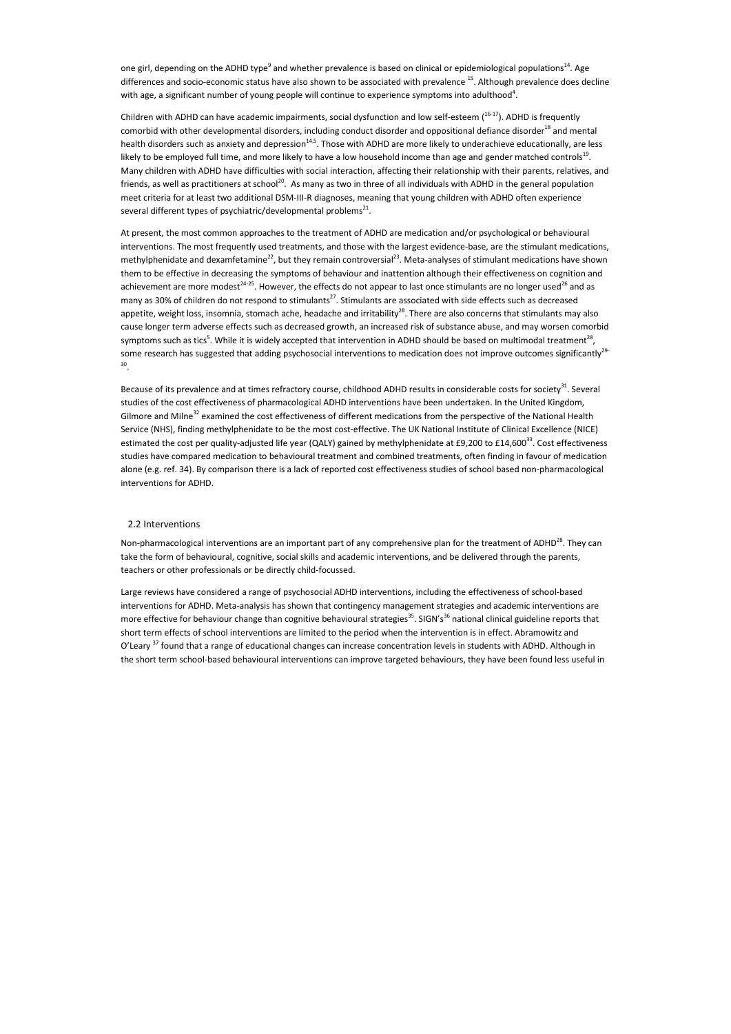one girl, depending on the ADHD type[9] and whether prevalence is based on clinical or epidemiological populations[14]. Age differences and socio-economic status have also shown to be associated with prevalence [15]. Although prevalence does decline with age, a significant number of young people will continue to experience symptoms into adulthood[4].

Children with ADHD can have academic impairments, social dysfunction and low self-esteem ([16-17]). ADHD is frequently comorbid with other developmental disorders, including conduct disorder and oppositional defiance disorder[18] and mental health disorders such as anxiety and depression[14,5]. Those with ADHD are more likely to underachieve educationally, are less likely to be employed full time, and more likely to have a low household income than age and gender matched controls[19]. Many children with ADHD have difficulties with social interaction, affecting their relationship with their parents, relatives, and friends, as well as practitioners at school[20]. As many as two in three of all individuals with ADHD in the general population meet criteria for at least two additional DSM-III-R diagnoses, meaning that young children with ADHD often experience several different types of psychiatric/developmental problems[21].

At present, the most common approaches to the treatment of ADHD are medication and/or psychological or behavioural interventions. The most frequently used treatments, and those with the largest evidence-base, are the stimulant medications, methylphenidate and dexamfetamine[22], but they remain controversial[23]. Meta-analyses of stimulant medications have shown them to be effective in decreasing the symptoms of behaviour and inattention although their effectiveness on cognition and achievement are more modest[24-25]. However, the effects do not appear to last once stimulants are no longer used[26] and as many as 30% of children do not respond to stimulants[27]. Stimulants are associated with side effects such as decreased appetite, weight loss, insomnia, stomach ache, headache and irritability[28]. There are also concerns that stimulants may also cause longer term adverse effects such as decreased growth, an increased risk of substance abuse, and may worsen comorbid symptoms such as tics[5]. While it is widely accepted that intervention in ADHD should be based on multimodal treatment[28], some research has suggested that adding psychosocial interventions to medication does not improve outcomes significantly[29-30].

Because of its prevalence and at times refractory course, childhood ADHD results in considerable costs for society[31]. Several studies of the cost effectiveness of pharmacological ADHD interventions have been undertaken. In the United Kingdom, Gilmore and Milne[32] examined the cost effectiveness of different medications from the perspective of the National Health Service (NHS), finding methylphenidate to be the most cost-effective. The UK National Institute of Clinical Excellence (NICE) estimated the cost per quality-adjusted life year (QALY) gained by methylphenidate at £9,200 to £14,600[33]. Cost effectiveness studies have compared medication to behavioural treatment and combined treatments, often finding in favour of medication alone (e.g. ref. 34). By comparison there is a lack of reported cost effectiveness studies of school based non-pharmacological interventions for ADHD.

## 2.2 Interventions

Non-pharmacological interventions are an important part of any comprehensive plan for the treatment of ADHD[28]. They can take the form of behavioural, cognitive, social skills and academic interventions, and be delivered through the parents, teachers or other professionals or be directly child-focussed.

Large reviews have considered a range of psychosocial ADHD interventions, including the effectiveness of school-based interventions for ADHD. Meta-analysis has shown that contingency management strategies and academic interventions are more effective for behaviour change than cognitive behavioural strategies[35]. SIGN's[36] national clinical guideline reports that short term effects of school interventions are limited to the period when the intervention is in effect. Abramowitz and O'Leary [37] found that a range of educational changes can increase concentration levels in students with ADHD. Although in the short term school-based behavioural interventions can improve targeted behaviours, they have been found less useful in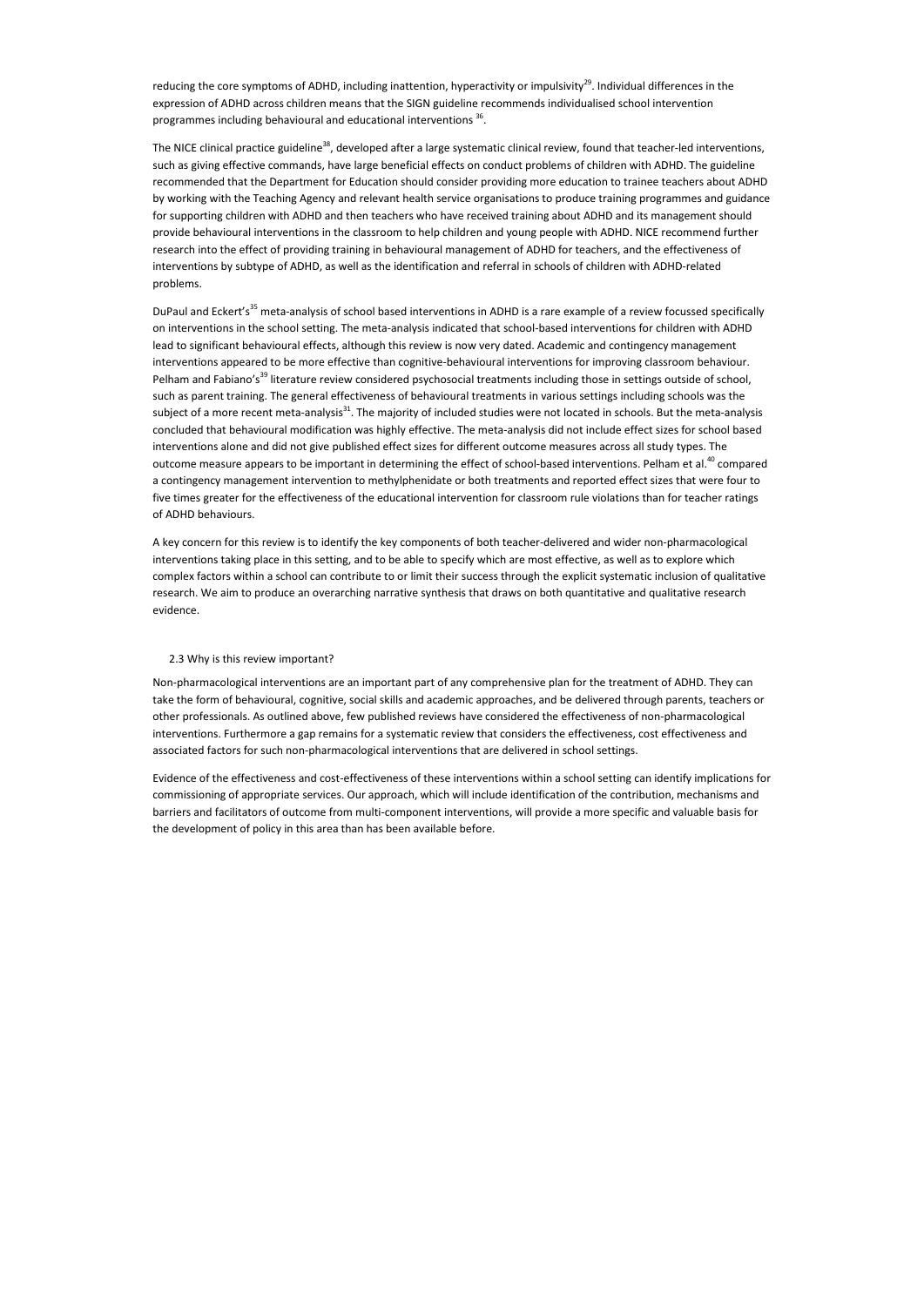reducing the core symptoms of ADHD, including inattention, hyperactivity or impulsivity[29]. Individual differences in the expression of ADHD across children means that the SIGN guideline recommends individualised school intervention programmes including behavioural and educational interventions [36].

The NICE clinical practice guideline[38], developed after a large systematic clinical review, found that teacher-led interventions, such as giving effective commands, have large beneficial effects on conduct problems of children with ADHD. The guideline recommended that the Department for Education should consider providing more education to trainee teachers about ADHD by working with the Teaching Agency and relevant health service organisations to produce training programmes and guidance for supporting children with ADHD and then teachers who have received training about ADHD and its management should provide behavioural interventions in the classroom to help children and young people with ADHD. NICE recommend further research into the effect of providing training in behavioural management of ADHD for teachers, and the effectiveness of interventions by subtype of ADHD, as well as the identification and referral in schools of children with ADHD-related problems.

DuPaul and Eckert's[35] meta-analysis of school based interventions in ADHD is a rare example of a review focussed specifically on interventions in the school setting. The meta-analysis indicated that school-based interventions for children with ADHD lead to significant behavioural effects, although this review is now very dated. Academic and contingency management interventions appeared to be more effective than cognitive-behavioural interventions for improving classroom behaviour. Pelham and Fabiano's[39] literature review considered psychosocial treatments including those in settings outside of school, such as parent training. The general effectiveness of behavioural treatments in various settings including schools was the subject of a more recent meta-analysis[31]. The majority of included studies were not located in schools. But the meta-analysis concluded that behavioural modification was highly effective. The meta-analysis did not include effect sizes for school based interventions alone and did not give published effect sizes for different outcome measures across all study types. The outcome measure appears to be important in determining the effect of school-based interventions. Pelham et al.[40] compared a contingency management intervention to methylphenidate or both treatments and reported effect sizes that were four to five times greater for the effectiveness of the educational intervention for classroom rule violations than for teacher ratings of ADHD behaviours.

A key concern for this review is to identify the key components of both teacher-delivered and wider non-pharmacological interventions taking place in this setting, and to be able to specify which are most effective, as well as to explore which complex factors within a school can contribute to or limit their success through the explicit systematic inclusion of qualitative research. We aim to produce an overarching narrative synthesis that draws on both quantitative and qualitative research evidence.

### 2.3 Why is this review important?

Non-pharmacological interventions are an important part of any comprehensive plan for the treatment of ADHD. They can take the form of behavioural, cognitive, social skills and academic approaches, and be delivered through parents, teachers or other professionals. As outlined above, few published reviews have considered the effectiveness of non-pharmacological interventions. Furthermore a gap remains for a systematic review that considers the effectiveness, cost effectiveness and associated factors for such non-pharmacological interventions that are delivered in school settings.

Evidence of the effectiveness and cost-effectiveness of these interventions within a school setting can identify implications for commissioning of appropriate services. Our approach, which will include identification of the contribution, mechanisms and barriers and facilitators of outcome from multi-component interventions, will provide a more specific and valuable basis for the development of policy in this area than has been available before.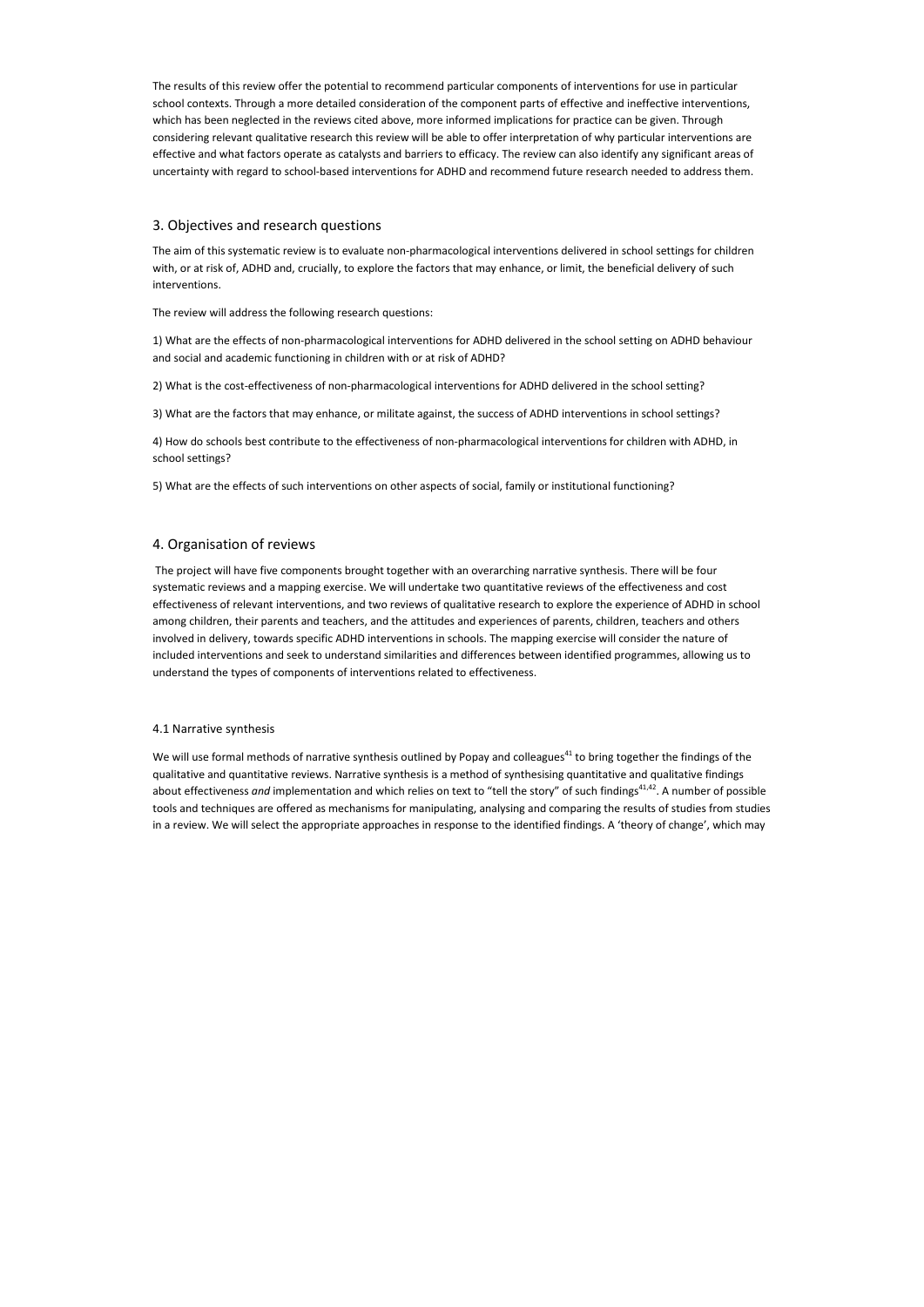The results of this review offer the potential to recommend particular components of interventions for use in particular school contexts. Through a more detailed consideration of the component parts of effective and ineffective interventions, which has been neglected in the reviews cited above, more informed implications for practice can be given. Through considering relevant qualitative research this review will be able to offer interpretation of why particular interventions are effective and what factors operate as catalysts and barriers to efficacy. The review can also identify any significant areas of uncertainty with regard to school-based interventions for ADHD and recommend future research needed to address them.

## 3. Objectives and research questions

The aim of this systematic review is to evaluate non-pharmacological interventions delivered in school settings for children with, or at risk of, ADHD and, crucially, to explore the factors that may enhance, or limit, the beneficial delivery of such interventions.

The review will address the following research questions:

1) What are the effects of non-pharmacological interventions for ADHD delivered in the school setting on ADHD behaviour and social and academic functioning in children with or at risk of ADHD?

2) What is the cost-effectiveness of non-pharmacological interventions for ADHD delivered in the school setting?

3) What are the factors that may enhance, or militate against, the success of ADHD interventions in school settings?

4) How do schools best contribute to the effectiveness of non-pharmacological interventions for children with ADHD, in school settings?

5) What are the effects of such interventions on other aspects of social, family or institutional functioning?

## 4. Organisation of reviews

The project will have five components brought together with an overarching narrative synthesis. There will be four systematic reviews and a mapping exercise. We will undertake two quantitative reviews of the effectiveness and cost effectiveness of relevant interventions, and two reviews of qualitative research to explore the experience of ADHD in school among children, their parents and teachers, and the attitudes and experiences of parents, children, teachers and others involved in delivery, towards specific ADHD interventions in schools. The mapping exercise will consider the nature of included interventions and seek to understand similarities and differences between identified programmes, allowing us to understand the types of components of interventions related to effectiveness.

### 4.1 Narrative synthesis

We will use formal methods of narrative synthesis outlined by Popay and colleagues[41] to bring together the findings of the qualitative and quantitative reviews. Narrative synthesis is a method of synthesising quantitative and qualitative findings about effectiveness *and* implementation and which relies on text to "tell the story" of such findings[41,42]. A number of possible tools and techniques are offered as mechanisms for manipulating, analysing and comparing the results of studies from studies in a review. We will select the appropriate approaches in response to the identified findings. A 'theory of change', which may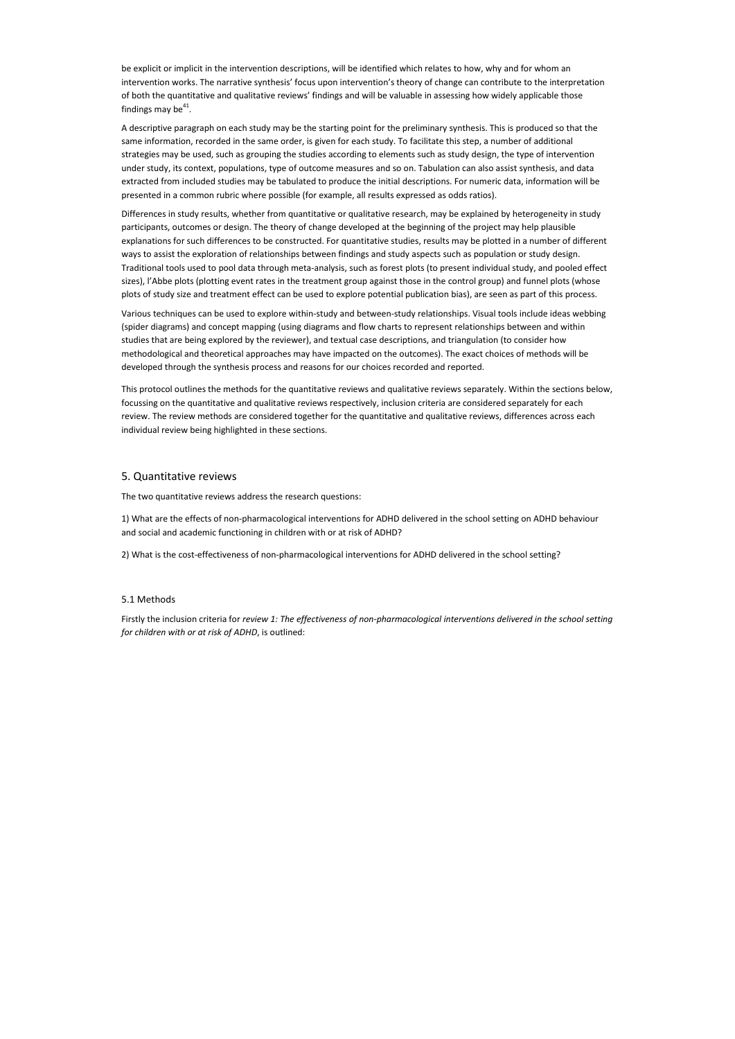be explicit or implicit in the intervention descriptions, will be identified which relates to how, why and for whom an intervention works. The narrative synthesis' focus upon intervention's theory of change can contribute to the interpretation of both the quantitative and qualitative reviews' findings and will be valuable in assessing how widely applicable those findings may be[41].

A descriptive paragraph on each study may be the starting point for the preliminary synthesis. This is produced so that the same information, recorded in the same order, is given for each study. To facilitate this step, a number of additional strategies may be used, such as grouping the studies according to elements such as study design, the type of intervention under study, its context, populations, type of outcome measures and so on. Tabulation can also assist synthesis, and data extracted from included studies may be tabulated to produce the initial descriptions. For numeric data, information will be presented in a common rubric where possible (for example, all results expressed as odds ratios).

Differences in study results, whether from quantitative or qualitative research, may be explained by heterogeneity in study participants, outcomes or design. The theory of change developed at the beginning of the project may help plausible explanations for such differences to be constructed. For quantitative studies, results may be plotted in a number of different ways to assist the exploration of relationships between findings and study aspects such as population or study design. Traditional tools used to pool data through meta-analysis, such as forest plots (to present individual study, and pooled effect sizes), l'Abbe plots (plotting event rates in the treatment group against those in the control group) and funnel plots (whose plots of study size and treatment effect can be used to explore potential publication bias), are seen as part of this process.

Various techniques can be used to explore within-study and between-study relationships. Visual tools include ideas webbing (spider diagrams) and concept mapping (using diagrams and flow charts to represent relationships between and within studies that are being explored by the reviewer), and textual case descriptions, and triangulation (to consider how methodological and theoretical approaches may have impacted on the outcomes). The exact choices of methods will be developed through the synthesis process and reasons for our choices recorded and reported.

This protocol outlines the methods for the quantitative reviews and qualitative reviews separately. Within the sections below, focussing on the quantitative and qualitative reviews respectively, inclusion criteria are considered separately for each review. The review methods are considered together for the quantitative and qualitative reviews, differences across each individual review being highlighted in these sections.

## 5. Quantitative reviews

The two quantitative reviews address the research questions:

1) What are the effects of non-pharmacological interventions for ADHD delivered in the school setting on ADHD behaviour and social and academic functioning in children with or at risk of ADHD?

2) What is the cost-effectiveness of non-pharmacological interventions for ADHD delivered in the school setting?

### 5.1 Methods

Firstly the inclusion criteria for *review 1: The effectiveness of non-pharmacological interventions delivered in the school setting for children with or at risk of ADHD*, is outlined: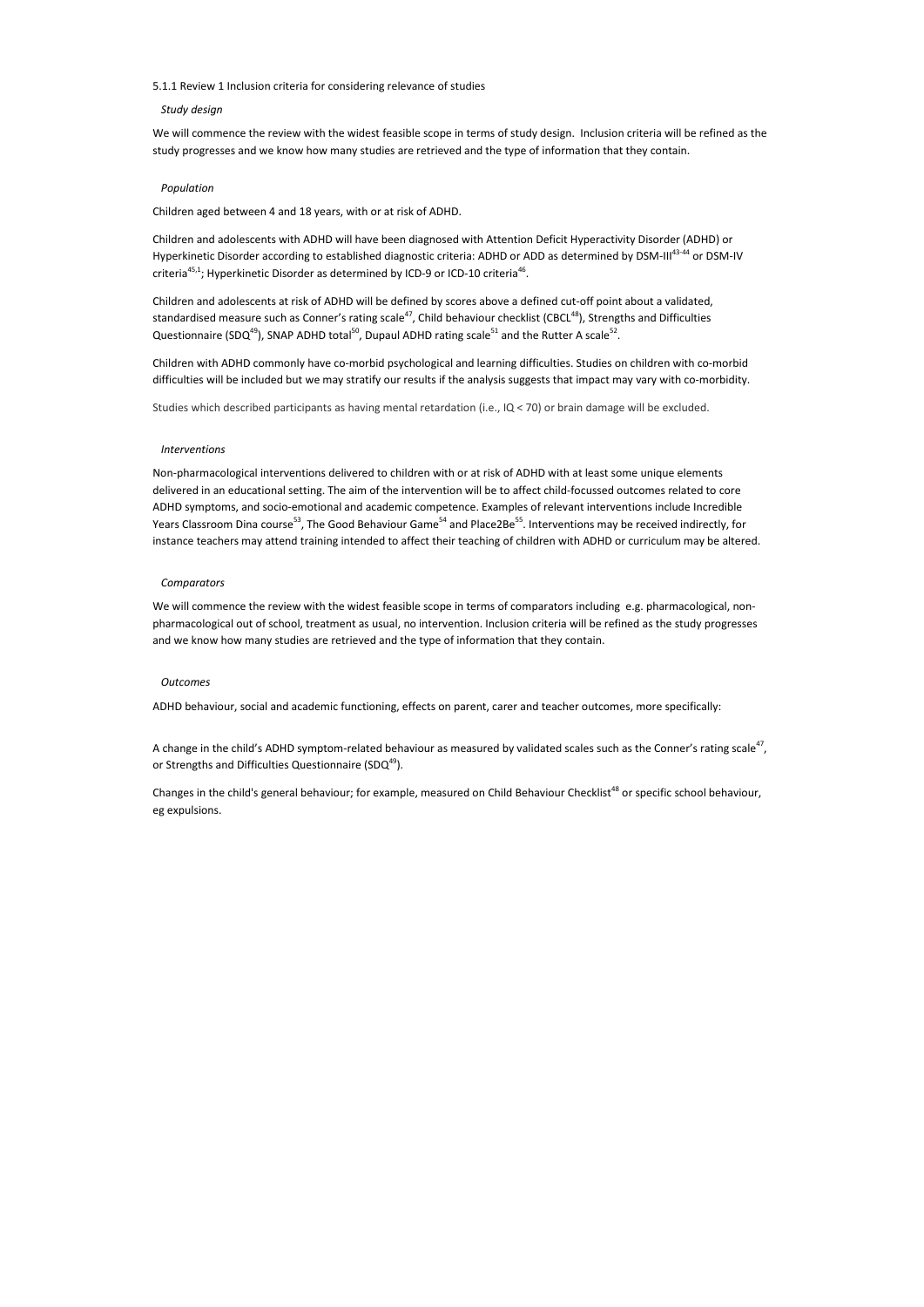### 5.1.1 Review 1 Inclusion criteria for considering relevance of studies

*Study design*

We will commence the review with the widest feasible scope in terms of study design. Inclusion criteria will be refined as the study progresses and we know how many studies are retrieved and the type of information that they contain.

*Population*

Children aged between 4 and 18 years, with or at risk of ADHD.

Children and adolescents with ADHD will have been diagnosed with Attention Deficit Hyperactivity Disorder (ADHD) or Hyperkinetic Disorder according to established diagnostic criteria: ADHD or ADD as determined by DSM-III[43-44] or DSM-IV criteria[45,1]; Hyperkinetic Disorder as determined by ICD-9 or ICD-10 criteria[46].

Children and adolescents at risk of ADHD will be defined by scores above a defined cut-off point about a validated, standardised measure such as Conner's rating scale[47], Child behaviour checklist (CBCL[48]), Strengths and Difficulties Questionnaire (SDQ[49]), SNAP ADHD total[50], Dupaul ADHD rating scale[51] and the Rutter A scale[52].

Children with ADHD commonly have co-morbid psychological and learning difficulties. Studies on children with co-morbid difficulties will be included but we may stratify our results if the analysis suggests that impact may vary with co-morbidity.

Studies which described participants as having mental retardation (i.e., IQ < 70) or brain damage will be excluded.

*Interventions*

Non-pharmacological interventions delivered to children with or at risk of ADHD with at least some unique elements delivered in an educational setting. The aim of the intervention will be to affect child-focussed outcomes related to core ADHD symptoms, and socio-emotional and academic competence. Examples of relevant interventions include Incredible Years Classroom Dina course[53], The Good Behaviour Game[54] and Place2Be[55]. Interventions may be received indirectly, for instance teachers may attend training intended to affect their teaching of children with ADHD or curriculum may be altered.

*Comparators*

We will commence the review with the widest feasible scope in terms of comparators including e.g. pharmacological, non-pharmacological out of school, treatment as usual, no intervention. Inclusion criteria will be refined as the study progresses and we know how many studies are retrieved and the type of information that they contain.

*Outcomes*

ADHD behaviour, social and academic functioning, effects on parent, carer and teacher outcomes, more specifically:

A change in the child's ADHD symptom-related behaviour as measured by validated scales such as the Conner's rating scale[47], or Strengths and Difficulties Questionnaire (SDQ[49]).

Changes in the child's general behaviour; for example, measured on Child Behaviour Checklist[48] or specific school behaviour, eg expulsions.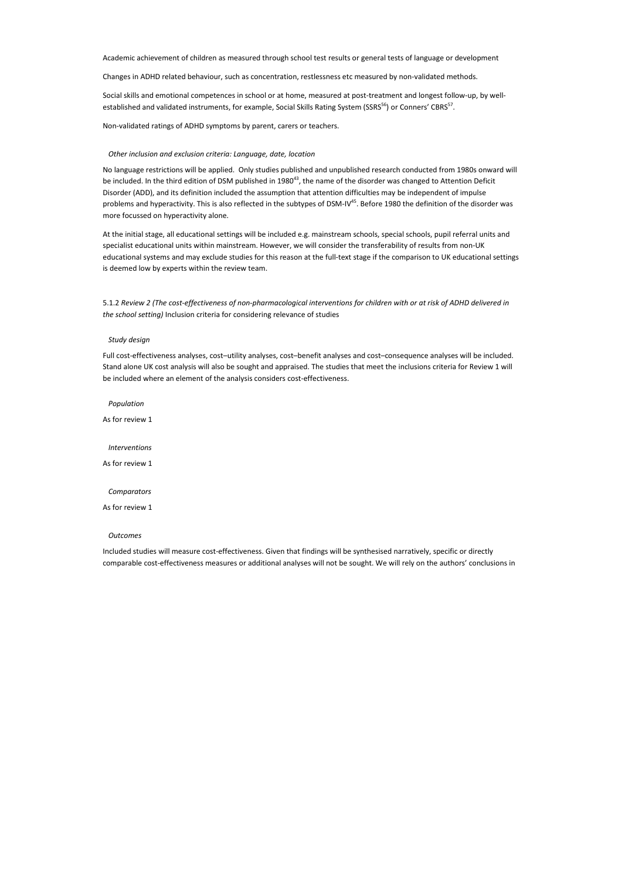Academic achievement of children as measured through school test results or general tests of language or development

Changes in ADHD related behaviour, such as concentration, restlessness etc measured by non-validated methods.

Social skills and emotional competences in school or at home, measured at post-treatment and longest follow-up, by well-established and validated instruments, for example, Social Skills Rating System (SSRS[56]) or Conners' CBRS[57].

Non-validated ratings of ADHD symptoms by parent, carers or teachers.

*Other inclusion and exclusion criteria: Language, date, location*

No language restrictions will be applied. Only studies published and unpublished research conducted from 1980s onward will be included. In the third edition of DSM published in 1980[43], the name of the disorder was changed to Attention Deficit Disorder (ADD), and its definition included the assumption that attention difficulties may be independent of impulse problems and hyperactivity. This is also reflected in the subtypes of DSM-IV[45]. Before 1980 the definition of the disorder was more focussed on hyperactivity alone.

At the initial stage, all educational settings will be included e.g. mainstream schools, special schools, pupil referral units and specialist educational units within mainstream. However, we will consider the transferability of results from non-UK educational systems and may exclude studies for this reason at the full-text stage if the comparison to UK educational settings is deemed low by experts within the review team.

5.1.2 *Review 2 (The cost-effectiveness of non-pharmacological interventions for children with or at risk of ADHD delivered in the school setting)* Inclusion criteria for considering relevance of studies

*Study design*

Full cost-effectiveness analyses, cost–utility analyses, cost–benefit analyses and cost–consequence analyses will be included. Stand alone UK cost analysis will also be sought and appraised. The studies that meet the inclusions criteria for Review 1 will be included where an element of the analysis considers cost-effectiveness.

*Population*

As for review 1

*Interventions*

As for review 1

*Comparators*

As for review 1

*Outcomes*

Included studies will measure cost-effectiveness. Given that findings will be synthesised narratively, specific or directly comparable cost-effectiveness measures or additional analyses will not be sought. We will rely on the authors' conclusions in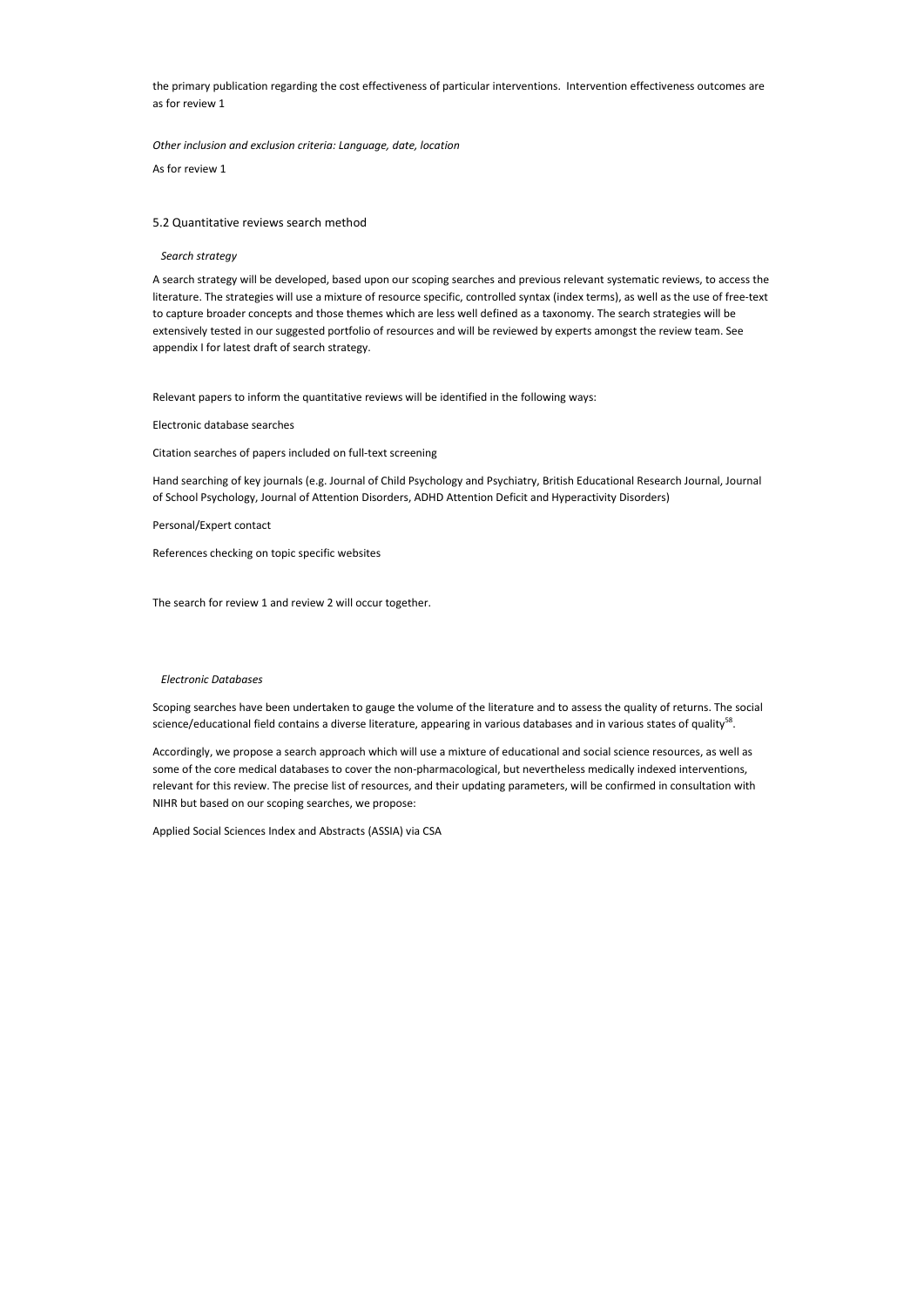the primary publication regarding the cost effectiveness of particular interventions. Intervention effectiveness outcomes are as for review 1

*Other inclusion and exclusion criteria: Language, date, location*

As for review 1

## 5.2 Quantitative reviews search method

*Search strategy*

A search strategy will be developed, based upon our scoping searches and previous relevant systematic reviews, to access the literature. The strategies will use a mixture of resource specific, controlled syntax (index terms), as well as the use of free-text to capture broader concepts and those themes which are less well defined as a taxonomy. The search strategies will be extensively tested in our suggested portfolio of resources and will be reviewed by experts amongst the review team. See appendix I for latest draft of search strategy.

Relevant papers to inform the quantitative reviews will be identified in the following ways:

Electronic database searches

Citation searches of papers included on full-text screening

Hand searching of key journals (e.g. Journal of Child Psychology and Psychiatry, British Educational Research Journal, Journal of School Psychology, Journal of Attention Disorders, ADHD Attention Deficit and Hyperactivity Disorders)

Personal/Expert contact

References checking on topic specific websites

The search for review 1 and review 2 will occur together.

*Electronic Databases*

Scoping searches have been undertaken to gauge the volume of the literature and to assess the quality of returns. The social science/educational field contains a diverse literature, appearing in various databases and in various states of quality[58].

Accordingly, we propose a search approach which will use a mixture of educational and social science resources, as well as some of the core medical databases to cover the non-pharmacological, but nevertheless medically indexed interventions, relevant for this review. The precise list of resources, and their updating parameters, will be confirmed in consultation with NIHR but based on our scoping searches, we propose:

Applied Social Sciences Index and Abstracts (ASSIA) via CSA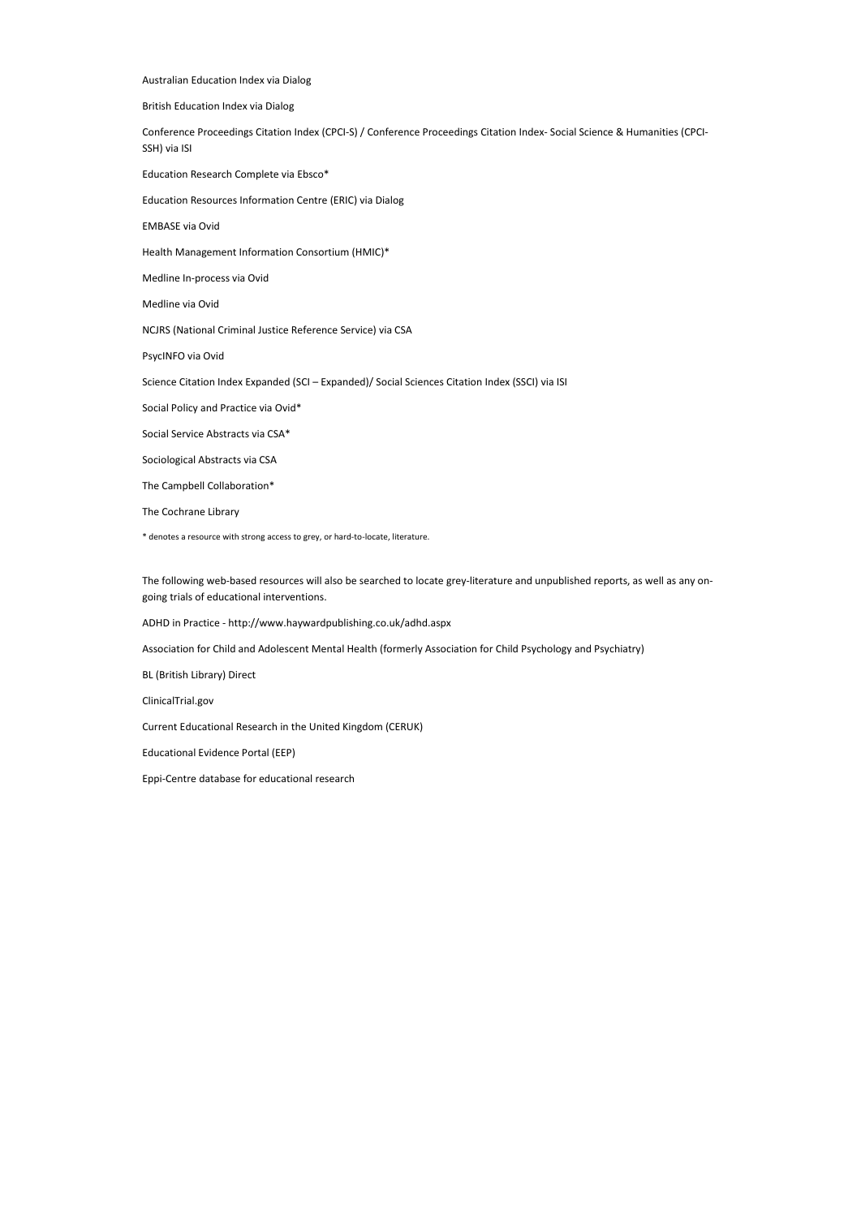Australian Education Index via Dialog

British Education Index via Dialog

Conference Proceedings Citation Index (CPCI-S) / Conference Proceedings Citation Index- Social Science & Humanities (CPCI-SSH) via ISI

Education Research Complete via Ebsco*

Education Resources Information Centre (ERIC) via Dialog

EMBASE via Ovid

Health Management Information Consortium (HMIC)*

Medline In-process via Ovid

Medline via Ovid

NCJRS (National Criminal Justice Reference Service) via CSA

PsycINFO via Ovid

Science Citation Index Expanded (SCI – Expanded)/ Social Sciences Citation Index (SSCI) via ISI

Social Policy and Practice via Ovid*

Social Service Abstracts via CSA*

Sociological Abstracts via CSA

The Campbell Collaboration*

The Cochrane Library

* denotes a resource with strong access to grey, or hard-to-locate, literature.

The following web-based resources will also be searched to locate grey-literature and unpublished reports, as well as any on-going trials of educational interventions.

ADHD in Practice - http://www.haywardpublishing.co.uk/adhd.aspx

Association for Child and Adolescent Mental Health (formerly Association for Child Psychology and Psychiatry)

BL (British Library) Direct

ClinicalTrial.gov

Current Educational Research in the United Kingdom (CERUK)

Educational Evidence Portal (EEP)

Eppi-Centre database for educational research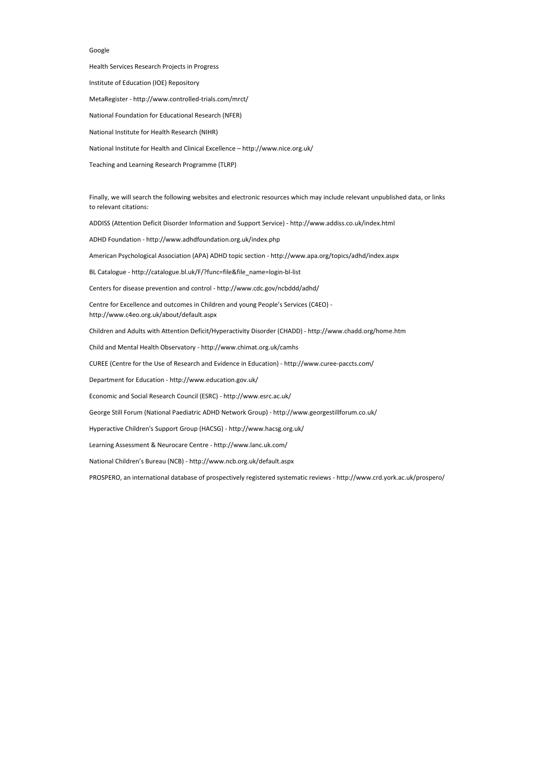Google

Health Services Research Projects in Progress

Institute of Education (IOE) Repository

MetaRegister - http://www.controlled-trials.com/mrct/

National Foundation for Educational Research (NFER)

National Institute for Health Research (NIHR)

National Institute for Health and Clinical Excellence – http://www.nice.org.uk/

Teaching and Learning Research Programme (TLRP)

Finally, we will search the following websites and electronic resources which may include relevant unpublished data, or links to relevant citations:

ADDISS (Attention Deficit Disorder Information and Support Service) - http://www.addiss.co.uk/index.html

ADHD Foundation - http://www.adhdfoundation.org.uk/index.php

American Psychological Association (APA) ADHD topic section - http://www.apa.org/topics/adhd/index.aspx

BL Catalogue - http://catalogue.bl.uk/F/?func=file&file_name=login-bl-list

Centers for disease prevention and control - http://www.cdc.gov/ncbddd/adhd/

Centre for Excellence and outcomes in Children and young People's Services (C4EO) - http://www.c4eo.org.uk/about/default.aspx

Children and Adults with Attention Deficit/Hyperactivity Disorder (CHADD) - http://www.chadd.org/home.htm

Child and Mental Health Observatory - http://www.chimat.org.uk/camhs

CUREE (Centre for the Use of Research and Evidence in Education) - http://www.curee-paccts.com/

Department for Education - http://www.education.gov.uk/

Economic and Social Research Council (ESRC) - http://www.esrc.ac.uk/

George Still Forum (National Paediatric ADHD Network Group) - http://www.georgestillforum.co.uk/

Hyperactive Children's Support Group (HACSG) - http://www.hacsg.org.uk/

Learning Assessment & Neurocare Centre - http://www.lanc.uk.com/

National Children's Bureau (NCB) - http://www.ncb.org.uk/default.aspx

PROSPERO, an international database of prospectively registered systematic reviews - http://www.crd.york.ac.uk/prospero/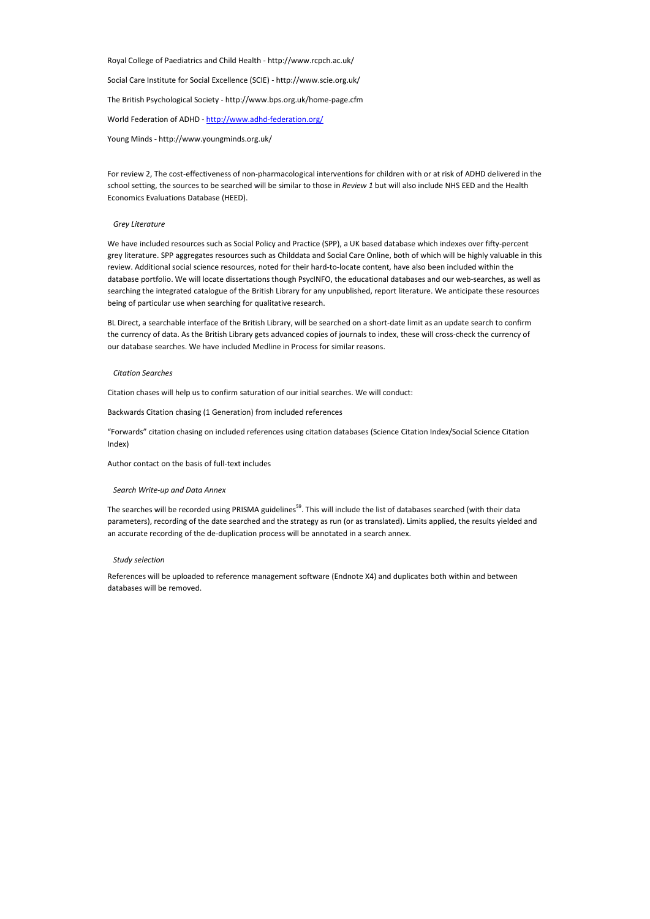Royal College of Paediatrics and Child Health - http://www.rcpch.ac.uk/

Social Care Institute for Social Excellence (SCIE) - http://www.scie.org.uk/

The British Psychological Society - http://www.bps.org.uk/home-page.cfm

World Federation of ADHD - http://www.adhd-federation.org/

Young Minds - http://www.youngminds.org.uk/

For review 2, The cost-effectiveness of non-pharmacological interventions for children with or at risk of ADHD delivered in the school setting, the sources to be searched will be similar to those in *Review 1* but will also include NHS EED and the Health Economics Evaluations Database (HEED).

*Grey Literature*

We have included resources such as Social Policy and Practice (SPP), a UK based database which indexes over fifty-percent grey literature. SPP aggregates resources such as Childdata and Social Care Online, both of which will be highly valuable in this review. Additional social science resources, noted for their hard-to-locate content, have also been included within the database portfolio. We will locate dissertations though PsycINFO, the educational databases and our web-searches, as well as searching the integrated catalogue of the British Library for any unpublished, report literature. We anticipate these resources being of particular use when searching for qualitative research.

BL Direct, a searchable interface of the British Library, will be searched on a short-date limit as an update search to confirm the currency of data. As the British Library gets advanced copies of journals to index, these will cross-check the currency of our database searches. We have included Medline in Process for similar reasons.

*Citation Searches*

Citation chases will help us to confirm saturation of our initial searches. We will conduct:

Backwards Citation chasing (1 Generation) from included references

"Forwards" citation chasing on included references using citation databases (Science Citation Index/Social Science Citation Index)

Author contact on the basis of full-text includes

*Search Write-up and Data Annex*

The searches will be recorded using PRISMA guidelines[59]. This will include the list of databases searched (with their data parameters), recording of the date searched and the strategy as run (or as translated). Limits applied, the results yielded and an accurate recording of the de-duplication process will be annotated in a search annex.

*Study selection*

References will be uploaded to reference management software (Endnote X4) and duplicates both within and between databases will be removed.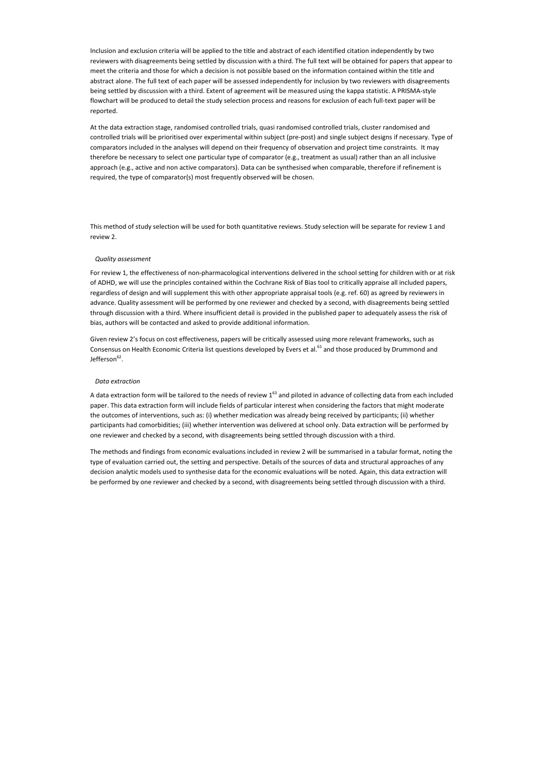Inclusion and exclusion criteria will be applied to the title and abstract of each identified citation independently by two reviewers with disagreements being settled by discussion with a third. The full text will be obtained for papers that appear to meet the criteria and those for which a decision is not possible based on the information contained within the title and abstract alone. The full text of each paper will be assessed independently for inclusion by two reviewers with disagreements being settled by discussion with a third. Extent of agreement will be measured using the kappa statistic. A PRISMA-style flowchart will be produced to detail the study selection process and reasons for exclusion of each full-text paper will be reported.

At the data extraction stage, randomised controlled trials, quasi randomised controlled trials, cluster randomised and controlled trials will be prioritised over experimental within subject (pre-post) and single subject designs if necessary. Type of comparators included in the analyses will depend on their frequency of observation and project time constraints. It may therefore be necessary to select one particular type of comparator (e.g., treatment as usual) rather than an all inclusive approach (e.g., active and non active comparators). Data can be synthesised when comparable, therefore if refinement is required, the type of comparator(s) most frequently observed will be chosen.

This method of study selection will be used for both quantitative reviews. Study selection will be separate for review 1 and review 2.

### *Quality assessment*

For review 1, the effectiveness of non-pharmacological interventions delivered in the school setting for children with or at risk of ADHD, we will use the principles contained within the Cochrane Risk of Bias tool to critically appraise all included papers, regardless of design and will supplement this with other appropriate appraisal tools (e.g. ref. 60) as agreed by reviewers in advance. Quality assessment will be performed by one reviewer and checked by a second, with disagreements being settled through discussion with a third. Where insufficient detail is provided in the published paper to adequately assess the risk of bias, authors will be contacted and asked to provide additional information.

Given review 2's focus on cost effectiveness, papers will be critically assessed using more relevant frameworks, such as Consensus on Health Economic Criteria list questions developed by Evers et al.[61] and those produced by Drummond and Jefferson[62].

### *Data extraction*

A data extraction form will be tailored to the needs of review 1[63] and piloted in advance of collecting data from each included paper. This data extraction form will include fields of particular interest when considering the factors that might moderate the outcomes of interventions, such as: (i) whether medication was already being received by participants; (ii) whether participants had comorbidities; (iii) whether intervention was delivered at school only. Data extraction will be performed by one reviewer and checked by a second, with disagreements being settled through discussion with a third.

The methods and findings from economic evaluations included in review 2 will be summarised in a tabular format, noting the type of evaluation carried out, the setting and perspective. Details of the sources of data and structural approaches of any decision analytic models used to synthesise data for the economic evaluations will be noted. Again, this data extraction will be performed by one reviewer and checked by a second, with disagreements being settled through discussion with a third.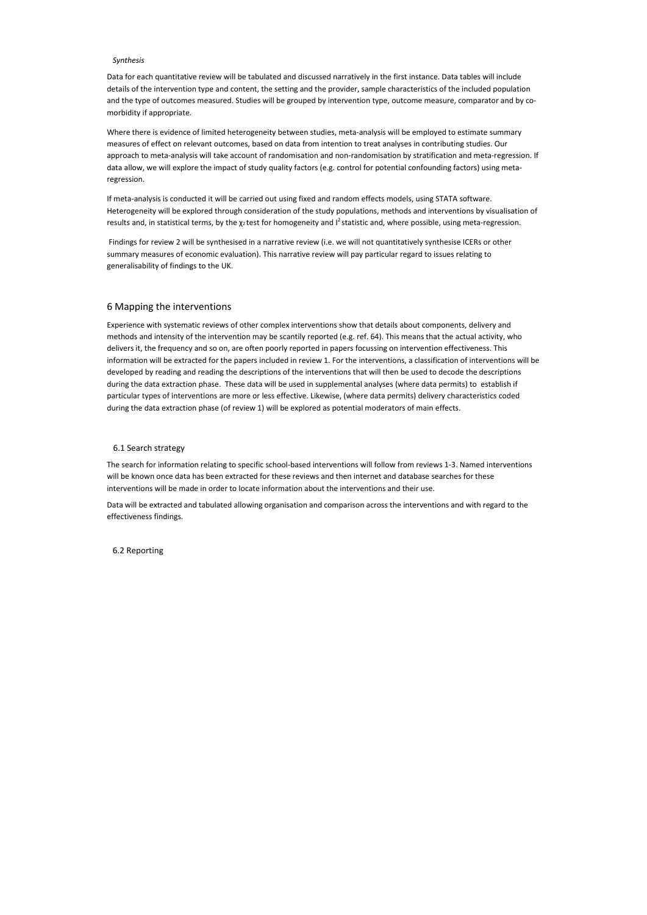*Synthesis*

Data for each quantitative review will be tabulated and discussed narratively in the first instance. Data tables will include details of the intervention type and content, the setting and the provider, sample characteristics of the included population and the type of outcomes measured. Studies will be grouped by intervention type, outcome measure, comparator and by co-morbidity if appropriate.

Where there is evidence of limited heterogeneity between studies, meta-analysis will be employed to estimate summary measures of effect on relevant outcomes, based on data from intention to treat analyses in contributing studies. Our approach to meta-analysis will take account of randomisation and non-randomisation by stratification and meta-regression. If data allow, we will explore the impact of study quality factors (e.g. control for potential confounding factors) using meta-regression.

If meta-analysis is conducted it will be carried out using fixed and random effects models, using STATA software. Heterogeneity will be explored through consideration of the study populations, methods and interventions by visualisation of results and, in statistical terms, by the $\chi_2$ test for homogeneity and $I^2$ statistic and, where possible, using meta-regression.

Findings for review 2 will be synthesised in a narrative review (i.e. we will not quantitatively synthesise ICERs or other summary measures of economic evaluation). This narrative review will pay particular regard to issues relating to generalisability of findings to the UK.

## 6 Mapping the interventions

Experience with systematic reviews of other complex interventions show that details about components, delivery and methods and intensity of the intervention may be scantily reported (e.g. ref. 64). This means that the actual activity, who delivers it, the frequency and so on, are often poorly reported in papers focussing on intervention effectiveness. This information will be extracted for the papers included in review 1. For the interventions, a classification of interventions will be developed by reading and reading the descriptions of the interventions that will then be used to decode the descriptions during the data extraction phase. These data will be used in supplemental analyses (where data permits) to establish if particular types of interventions are more or less effective. Likewise, (where data permits) delivery characteristics coded during the data extraction phase (of review 1) will be explored as potential moderators of main effects.

### 6.1 Search strategy

The search for information relating to specific school-based interventions will follow from reviews 1-3. Named interventions will be known once data has been extracted for these reviews and then internet and database searches for these interventions will be made in order to locate information about the interventions and their use.

Data will be extracted and tabulated allowing organisation and comparison across the interventions and with regard to the effectiveness findings.

### 6.2 Reporting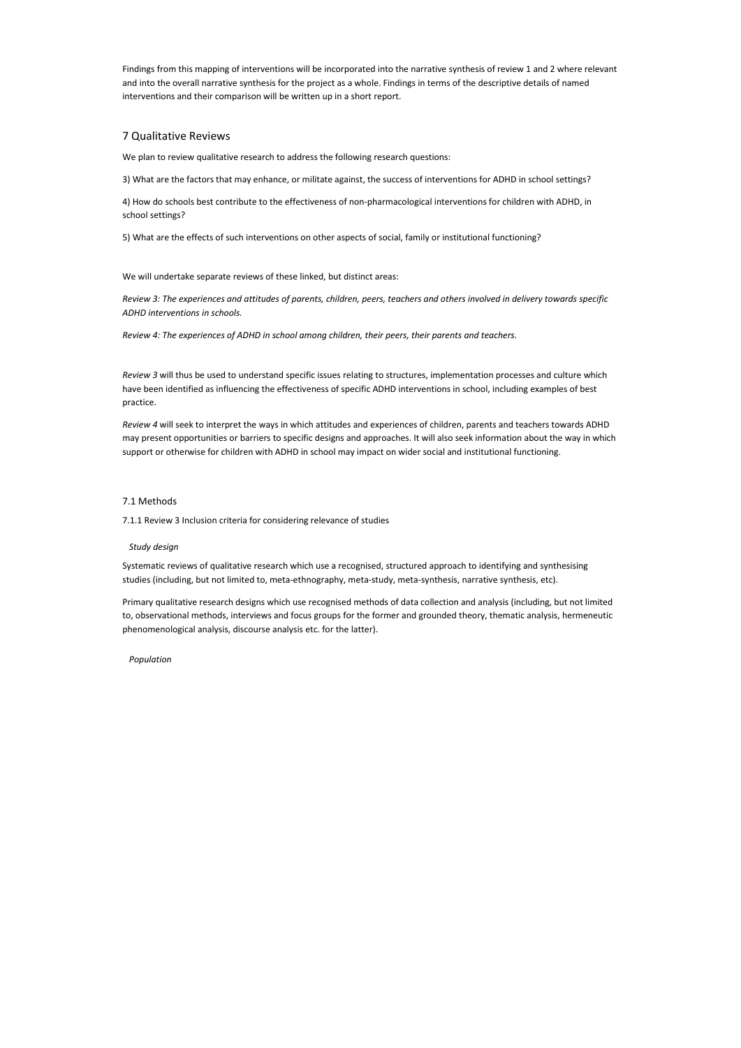Findings from this mapping of interventions will be incorporated into the narrative synthesis of review 1 and 2 where relevant and into the overall narrative synthesis for the project as a whole. Findings in terms of the descriptive details of named interventions and their comparison will be written up in a short report.

## 7 Qualitative Reviews

We plan to review qualitative research to address the following research questions:

3) What are the factors that may enhance, or militate against, the success of interventions for ADHD in school settings?

4) How do schools best contribute to the effectiveness of non-pharmacological interventions for children with ADHD, in school settings?

5) What are the effects of such interventions on other aspects of social, family or institutional functioning?

We will undertake separate reviews of these linked, but distinct areas:

*Review 3: The experiences and attitudes of parents, children, peers, teachers and others involved in delivery towards specific ADHD interventions in schools.*

*Review 4: The experiences of ADHD in school among children, their peers, their parents and teachers.*

*Review 3* will thus be used to understand specific issues relating to structures, implementation processes and culture which have been identified as influencing the effectiveness of specific ADHD interventions in school, including examples of best practice.

*Review 4* will seek to interpret the ways in which attitudes and experiences of children, parents and teachers towards ADHD may present opportunities or barriers to specific designs and approaches. It will also seek information about the way in which support or otherwise for children with ADHD in school may impact on wider social and institutional functioning.

### 7.1 Methods

#### 7.1.1 Review 3 Inclusion criteria for considering relevance of studies

*Study design*

Systematic reviews of qualitative research which use a recognised, structured approach to identifying and synthesising studies (including, but not limited to, meta-ethnography, meta-study, meta-synthesis, narrative synthesis, etc).

Primary qualitative research designs which use recognised methods of data collection and analysis (including, but not limited to, observational methods, interviews and focus groups for the former and grounded theory, thematic analysis, hermeneutic phenomenological analysis, discourse analysis etc. for the latter).

*Population*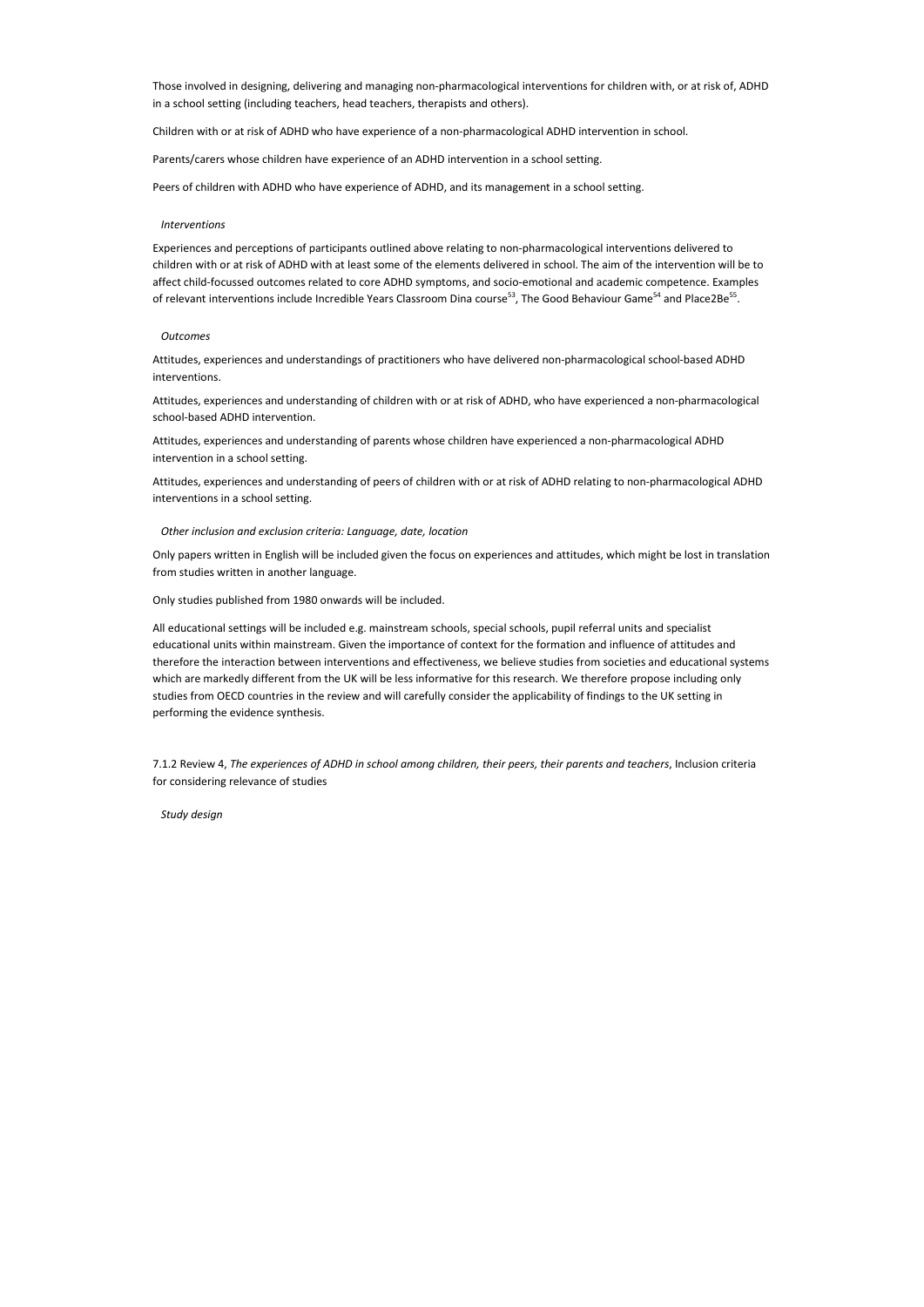Those involved in designing, delivering and managing non-pharmacological interventions for children with, or at risk of, ADHD in a school setting (including teachers, head teachers, therapists and others).

Children with or at risk of ADHD who have experience of a non-pharmacological ADHD intervention in school.

Parents/carers whose children have experience of an ADHD intervention in a school setting.

Peers of children with ADHD who have experience of ADHD, and its management in a school setting.

*Interventions*

Experiences and perceptions of participants outlined above relating to non-pharmacological interventions delivered to children with or at risk of ADHD with at least some of the elements delivered in school. The aim of the intervention will be to affect child-focussed outcomes related to core ADHD symptoms, and socio-emotional and academic competence. Examples of relevant interventions include Incredible Years Classroom Dina course[53], The Good Behaviour Game[54] and Place2Be[55].

*Outcomes*

Attitudes, experiences and understandings of practitioners who have delivered non-pharmacological school-based ADHD interventions.

Attitudes, experiences and understanding of children with or at risk of ADHD, who have experienced a non-pharmacological school-based ADHD intervention.

Attitudes, experiences and understanding of parents whose children have experienced a non-pharmacological ADHD intervention in a school setting.

Attitudes, experiences and understanding of peers of children with or at risk of ADHD relating to non-pharmacological ADHD interventions in a school setting.

*Other inclusion and exclusion criteria: Language, date, location*

Only papers written in English will be included given the focus on experiences and attitudes, which might be lost in translation from studies written in another language.

Only studies published from 1980 onwards will be included.

All educational settings will be included e.g. mainstream schools, special schools, pupil referral units and specialist educational units within mainstream. Given the importance of context for the formation and influence of attitudes and therefore the interaction between interventions and effectiveness, we believe studies from societies and educational systems which are markedly different from the UK will be less informative for this research. We therefore propose including only studies from OECD countries in the review and will carefully consider the applicability of findings to the UK setting in performing the evidence synthesis.

7.1.2 Review 4, *The experiences of ADHD in school among children, their peers, their parents and teachers*, Inclusion criteria for considering relevance of studies

*Study design*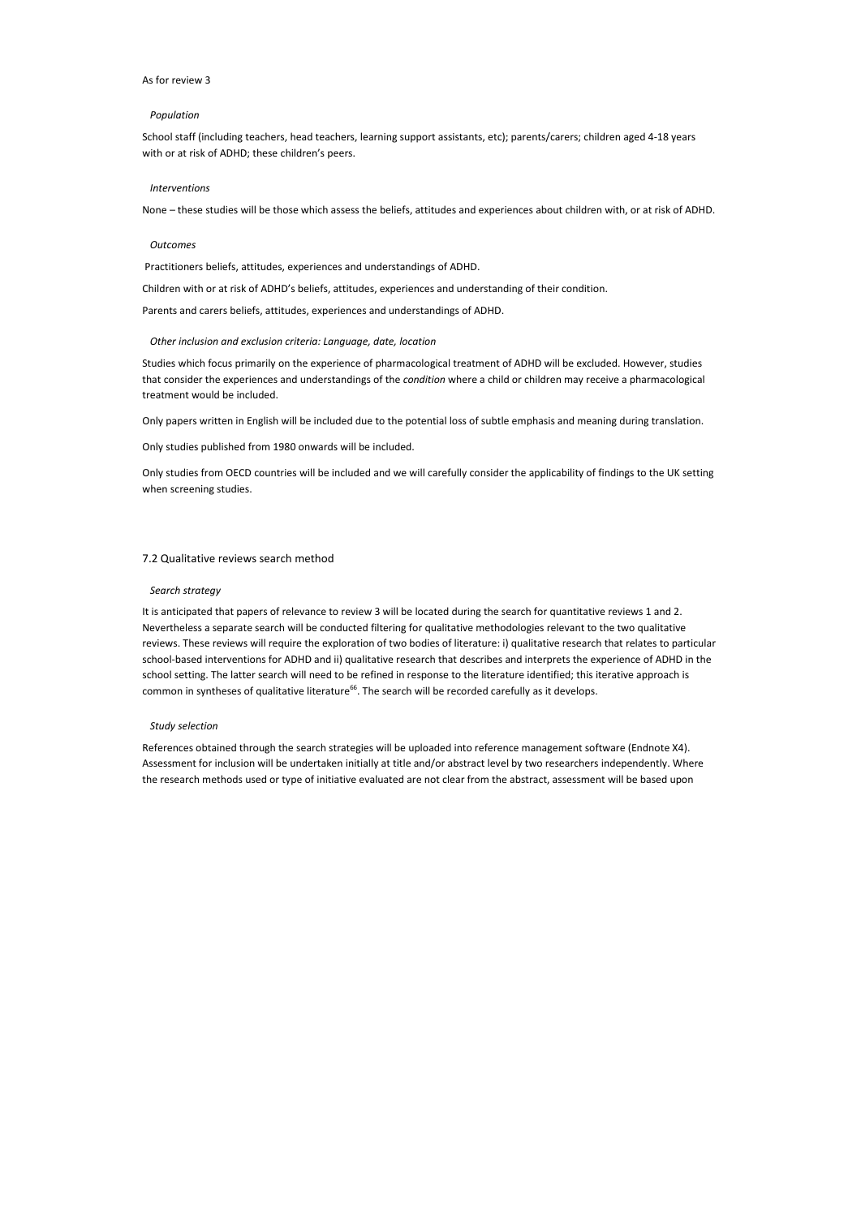As for review 3

*Population*

School staff (including teachers, head teachers, learning support assistants, etc); parents/carers; children aged 4-18 years with or at risk of ADHD; these children's peers.

*Interventions*

None – these studies will be those which assess the beliefs, attitudes and experiences about children with, or at risk of ADHD.

*Outcomes*

Practitioners beliefs, attitudes, experiences and understandings of ADHD.

Children with or at risk of ADHD's beliefs, attitudes, experiences and understanding of their condition.

Parents and carers beliefs, attitudes, experiences and understandings of ADHD.

*Other inclusion and exclusion criteria: Language, date, location*

Studies which focus primarily on the experience of pharmacological treatment of ADHD will be excluded. However, studies that consider the experiences and understandings of the *condition* where a child or children may receive a pharmacological treatment would be included.

Only papers written in English will be included due to the potential loss of subtle emphasis and meaning during translation.

Only studies published from 1980 onwards will be included.

Only studies from OECD countries will be included and we will carefully consider the applicability of findings to the UK setting when screening studies.

### 7.2 Qualitative reviews search method

*Search strategy*

It is anticipated that papers of relevance to review 3 will be located during the search for quantitative reviews 1 and 2. Nevertheless a separate search will be conducted filtering for qualitative methodologies relevant to the two qualitative reviews. These reviews will require the exploration of two bodies of literature: i) qualitative research that relates to particular school-based interventions for ADHD and ii) qualitative research that describes and interprets the experience of ADHD in the school setting. The latter search will need to be refined in response to the literature identified; this iterative approach is common in syntheses of qualitative literature[66]. The search will be recorded carefully as it develops.

*Study selection*

References obtained through the search strategies will be uploaded into reference management software (Endnote X4). Assessment for inclusion will be undertaken initially at title and/or abstract level by two researchers independently. Where the research methods used or type of initiative evaluated are not clear from the abstract, assessment will be based upon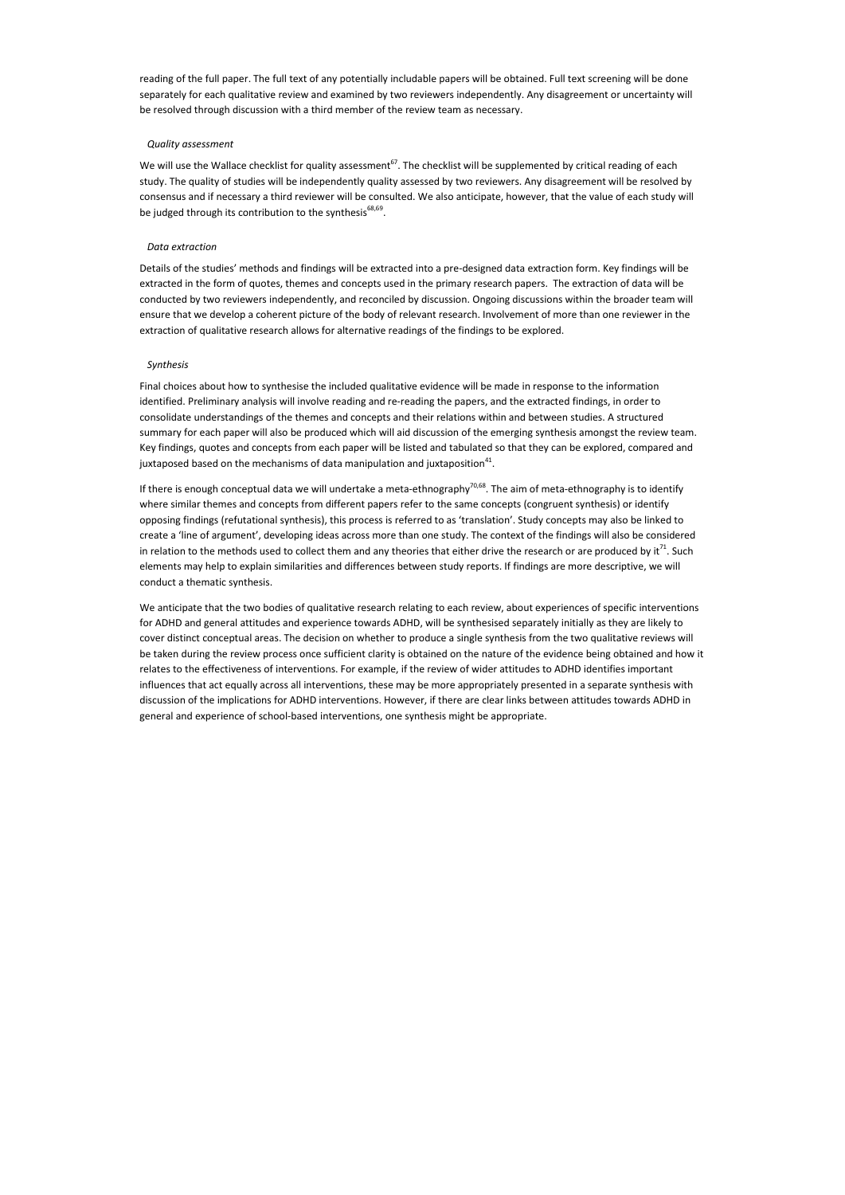reading of the full paper. The full text of any potentially includable papers will be obtained. Full text screening will be done separately for each qualitative review and examined by two reviewers independently. Any disagreement or uncertainty will be resolved through discussion with a third member of the review team as necessary.

### *Quality assessment*

We will use the Wallace checklist for quality assessment[67]. The checklist will be supplemented by critical reading of each study. The quality of studies will be independently quality assessed by two reviewers. Any disagreement will be resolved by consensus and if necessary a third reviewer will be consulted. We also anticipate, however, that the value of each study will be judged through its contribution to the synthesis[68,69].

### *Data extraction*

Details of the studies' methods and findings will be extracted into a pre-designed data extraction form. Key findings will be extracted in the form of quotes, themes and concepts used in the primary research papers. The extraction of data will be conducted by two reviewers independently, and reconciled by discussion. Ongoing discussions within the broader team will ensure that we develop a coherent picture of the body of relevant research. Involvement of more than one reviewer in the extraction of qualitative research allows for alternative readings of the findings to be explored.

### *Synthesis*

Final choices about how to synthesise the included qualitative evidence will be made in response to the information identified. Preliminary analysis will involve reading and re-reading the papers, and the extracted findings, in order to consolidate understandings of the themes and concepts and their relations within and between studies. A structured summary for each paper will also be produced which will aid discussion of the emerging synthesis amongst the review team. Key findings, quotes and concepts from each paper will be listed and tabulated so that they can be explored, compared and juxtaposed based on the mechanisms of data manipulation and juxtaposition[41].

If there is enough conceptual data we will undertake a meta-ethnography[70,68]. The aim of meta-ethnography is to identify where similar themes and concepts from different papers refer to the same concepts (congruent synthesis) or identify opposing findings (refutational synthesis), this process is referred to as 'translation'. Study concepts may also be linked to create a 'line of argument', developing ideas across more than one study. The context of the findings will also be considered in relation to the methods used to collect them and any theories that either drive the research or are produced by it[71]. Such elements may help to explain similarities and differences between study reports. If findings are more descriptive, we will conduct a thematic synthesis.

We anticipate that the two bodies of qualitative research relating to each review, about experiences of specific interventions for ADHD and general attitudes and experience towards ADHD, will be synthesised separately initially as they are likely to cover distinct conceptual areas. The decision on whether to produce a single synthesis from the two qualitative reviews will be taken during the review process once sufficient clarity is obtained on the nature of the evidence being obtained and how it relates to the effectiveness of interventions. For example, if the review of wider attitudes to ADHD identifies important influences that act equally across all interventions, these may be more appropriately presented in a separate synthesis with discussion of the implications for ADHD interventions. However, if there are clear links between attitudes towards ADHD in general and experience of school-based interventions, one synthesis might be appropriate.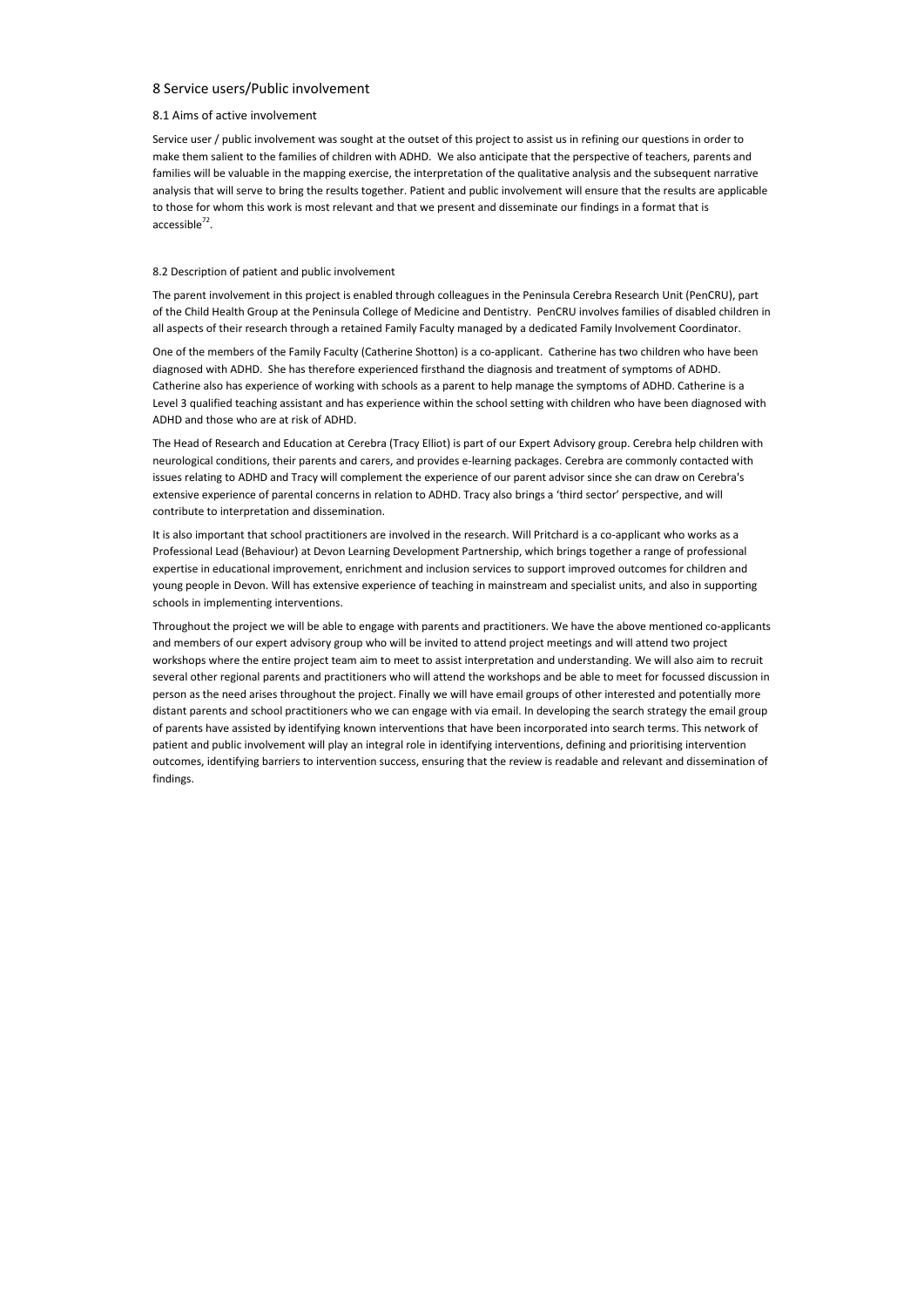## 8 Service users/Public involvement

### 8.1 Aims of active involvement

Service user / public involvement was sought at the outset of this project to assist us in refining our questions in order to make them salient to the families of children with ADHD. We also anticipate that the perspective of teachers, parents and families will be valuable in the mapping exercise, the interpretation of the qualitative analysis and the subsequent narrative analysis that will serve to bring the results together. Patient and public involvement will ensure that the results are applicable to those for whom this work is most relevant and that we present and disseminate our findings in a format that is accessible[72].

### 8.2 Description of patient and public involvement

The parent involvement in this project is enabled through colleagues in the Peninsula Cerebra Research Unit (PenCRU), part of the Child Health Group at the Peninsula College of Medicine and Dentistry. PenCRU involves families of disabled children in all aspects of their research through a retained Family Faculty managed by a dedicated Family Involvement Coordinator.

One of the members of the Family Faculty (Catherine Shotton) is a co-applicant. Catherine has two children who have been diagnosed with ADHD. She has therefore experienced firsthand the diagnosis and treatment of symptoms of ADHD. Catherine also has experience of working with schools as a parent to help manage the symptoms of ADHD. Catherine is a Level 3 qualified teaching assistant and has experience within the school setting with children who have been diagnosed with ADHD and those who are at risk of ADHD.

The Head of Research and Education at Cerebra (Tracy Elliot) is part of our Expert Advisory group. Cerebra help children with neurological conditions, their parents and carers, and provides e-learning packages. Cerebra are commonly contacted with issues relating to ADHD and Tracy will complement the experience of our parent advisor since she can draw on Cerebra's extensive experience of parental concerns in relation to ADHD. Tracy also brings a 'third sector' perspective, and will contribute to interpretation and dissemination.

It is also important that school practitioners are involved in the research. Will Pritchard is a co-applicant who works as a Professional Lead (Behaviour) at Devon Learning Development Partnership, which brings together a range of professional expertise in educational improvement, enrichment and inclusion services to support improved outcomes for children and young people in Devon. Will has extensive experience of teaching in mainstream and specialist units, and also in supporting schools in implementing interventions.

Throughout the project we will be able to engage with parents and practitioners. We have the above mentioned co-applicants and members of our expert advisory group who will be invited to attend project meetings and will attend two project workshops where the entire project team aim to meet to assist interpretation and understanding. We will also aim to recruit several other regional parents and practitioners who will attend the workshops and be able to meet for focussed discussion in person as the need arises throughout the project. Finally we will have email groups of other interested and potentially more distant parents and school practitioners who we can engage with via email. In developing the search strategy the email group of parents have assisted by identifying known interventions that have been incorporated into search terms. This network of patient and public involvement will play an integral role in identifying interventions, defining and prioritising intervention outcomes, identifying barriers to intervention success, ensuring that the review is readable and relevant and dissemination of findings.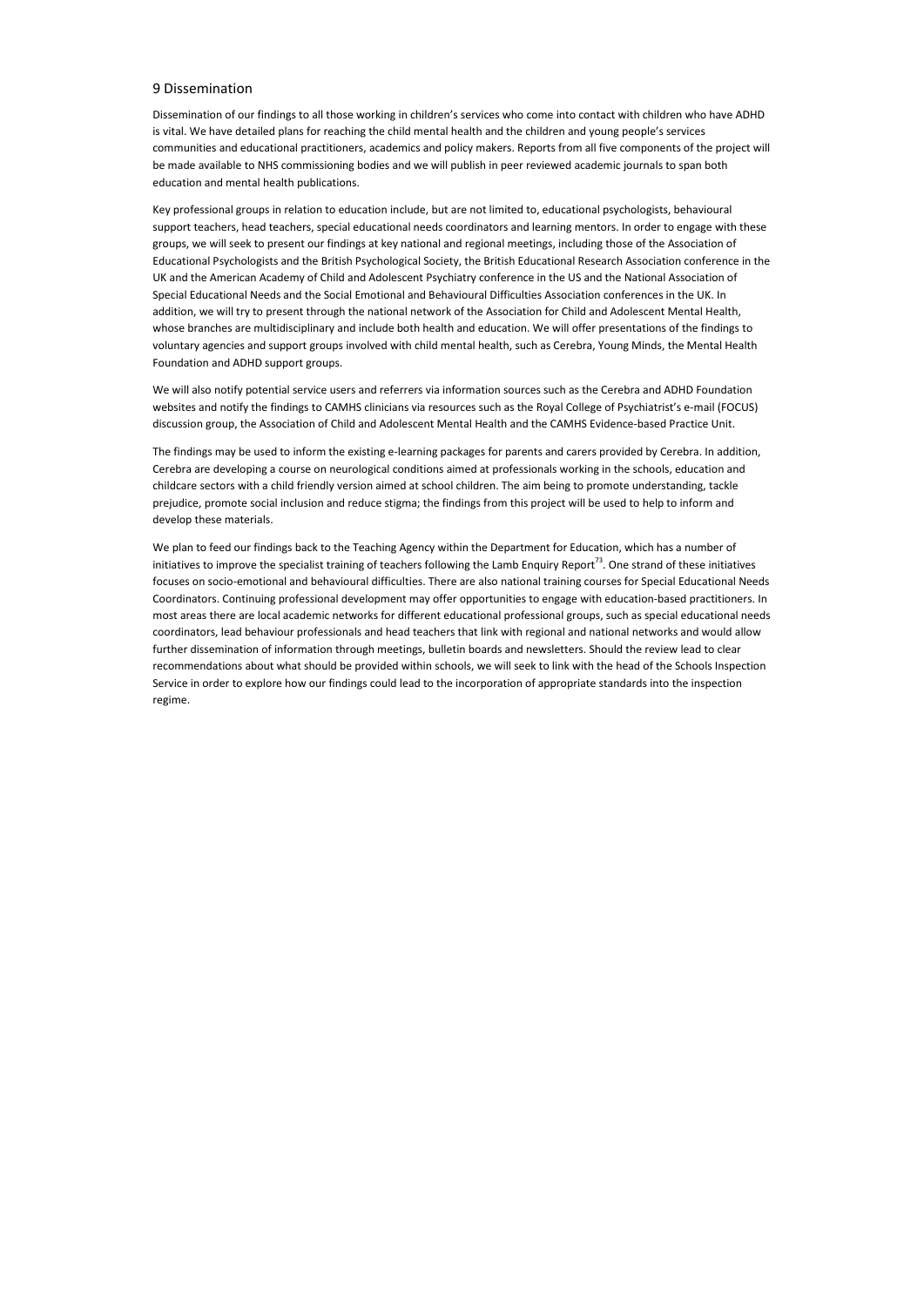## 9 Dissemination

Dissemination of our findings to all those working in children's services who come into contact with children who have ADHD is vital. We have detailed plans for reaching the child mental health and the children and young people's services communities and educational practitioners, academics and policy makers. Reports from all five components of the project will be made available to NHS commissioning bodies and we will publish in peer reviewed academic journals to span both education and mental health publications.

Key professional groups in relation to education include, but are not limited to, educational psychologists, behavioural support teachers, head teachers, special educational needs coordinators and learning mentors. In order to engage with these groups, we will seek to present our findings at key national and regional meetings, including those of the Association of Educational Psychologists and the British Psychological Society, the British Educational Research Association conference in the UK and the American Academy of Child and Adolescent Psychiatry conference in the US and the National Association of Special Educational Needs and the Social Emotional and Behavioural Difficulties Association conferences in the UK. In addition, we will try to present through the national network of the Association for Child and Adolescent Mental Health, whose branches are multidisciplinary and include both health and education. We will offer presentations of the findings to voluntary agencies and support groups involved with child mental health, such as Cerebra, Young Minds, the Mental Health Foundation and ADHD support groups.

We will also notify potential service users and referrers via information sources such as the Cerebra and ADHD Foundation websites and notify the findings to CAMHS clinicians via resources such as the Royal College of Psychiatrist's e-mail (FOCUS) discussion group, the Association of Child and Adolescent Mental Health and the CAMHS Evidence-based Practice Unit.

The findings may be used to inform the existing e-learning packages for parents and carers provided by Cerebra. In addition, Cerebra are developing a course on neurological conditions aimed at professionals working in the schools, education and childcare sectors with a child friendly version aimed at school children. The aim being to promote understanding, tackle prejudice, promote social inclusion and reduce stigma; the findings from this project will be used to help to inform and develop these materials.

We plan to feed our findings back to the Teaching Agency within the Department for Education, which has a number of initiatives to improve the specialist training of teachers following the Lamb Enquiry Report[73]. One strand of these initiatives focuses on socio-emotional and behavioural difficulties. There are also national training courses for Special Educational Needs Coordinators. Continuing professional development may offer opportunities to engage with education-based practitioners. In most areas there are local academic networks for different educational professional groups, such as special educational needs coordinators, lead behaviour professionals and head teachers that link with regional and national networks and would allow further dissemination of information through meetings, bulletin boards and newsletters. Should the review lead to clear recommendations about what should be provided within schools, we will seek to link with the head of the Schools Inspection Service in order to explore how our findings could lead to the incorporation of appropriate standards into the inspection regime.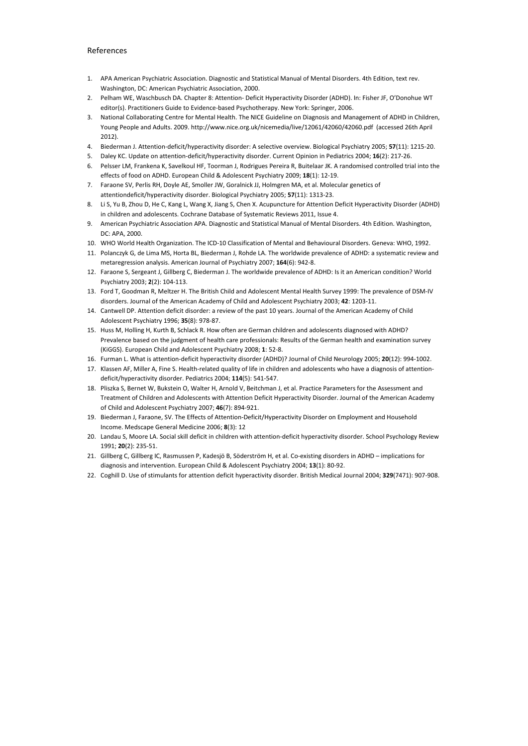References

1. APA American Psychiatric Association. Diagnostic and Statistical Manual of Mental Disorders. 4th Edition, text rev. Washington, DC: American Psychiatric Association, 2000.
2. Pelham WE, Waschbusch DA. Chapter 8: Attention- Deficit Hyperactivity Disorder (ADHD). In: Fisher JF, O'Donohue WT editor(s). Practitioners Guide to Evidence-based Psychotherapy. New York: Springer, 2006.
3. National Collaborating Centre for Mental Health. The NICE Guideline on Diagnosis and Management of ADHD in Children, Young People and Adults. 2009. http://www.nice.org.uk/nicemedia/live/12061/42060/42060.pdf (accessed 26th April 2012).
4. Biederman J. Attention-deficit/hyperactivity disorder: A selective overview. Biological Psychiatry 2005; **57**(11): 1215-20.
5. Daley KC. Update on attention-deficit/hyperactivity disorder. Current Opinion in Pediatrics 2004; **16**(2): 217-26.
6. Pelsser LM, Frankena K, Savelkoul HF, Toorman J, Rodrigues Pereira R, Buitelaar JK. A randomised controlled trial into the effects of food on ADHD. European Child & Adolescent Psychiatry 2009; **18**(1): 12-19.
7. Faraone SV, Perlis RH, Doyle AE, Smoller JW, Goralnick JJ, Holmgren MA, et al. Molecular genetics of attentiondeficit/hyperactivity disorder. Biological Psychiatry 2005; **57**(11): 1313-23.
8. Li S, Yu B, Zhou D, He C, Kang L, Wang X, Jiang S, Chen X. Acupuncture for Attention Deficit Hyperactivity Disorder (ADHD) in children and adolescents. Cochrane Database of Systematic Reviews 2011, Issue 4.
9. American Psychiatric Association APA. Diagnostic and Statistical Manual of Mental Disorders. 4th Edition. Washington, DC: APA, 2000.
10. WHO World Health Organization. The ICD-10 Classification of Mental and Behavioural Disorders. Geneva: WHO, 1992.
11. Polanczyk G, de Lima MS, Horta BL, Biederman J, Rohde LA. The worldwide prevalence of ADHD: a systematic review and metaregression analysis. American Journal of Psychiatry 2007; **164**(6): 942-8.
12. Faraone S, Sergeant J, Gillberg C, Biederman J. The worldwide prevalence of ADHD: Is it an American condition? World Psychiatry 2003; **2**(2): 104-113.
13. Ford T, Goodman R, Meltzer H. The British Child and Adolescent Mental Health Survey 1999: The prevalence of DSM-IV disorders. Journal of the American Academy of Child and Adolescent Psychiatry 2003; **42**: 1203-11.
14. Cantwell DP. Attention deficit disorder: a review of the past 10 years. Journal of the American Academy of Child Adolescent Psychiatry 1996; **35**(8): 978-87.
15. Huss M, Holling H, Kurth B, Schlack R. How often are German children and adolescents diagnosed with ADHD? Prevalence based on the judgment of health care professionals: Results of the German health and examination survey (KiGGS). European Child and Adolescent Psychiatry 2008; **1**: 52-8.
16. Furman L. What is attention-deficit hyperactivity disorder (ADHD)? Journal of Child Neurology 2005; **20**(12): 994-1002.
17. Klassen AF, Miller A, Fine S. Health-related quality of life in children and adolescents who have a diagnosis of attention-deficit/hyperactivity disorder. Pediatrics 2004; **114**(5): 541-547.
18. Pliszka S, Bernet W, Bukstein O, Walter H, Arnold V, Beitchman J, et al. Practice Parameters for the Assessment and Treatment of Children and Adolescents with Attention Deficit Hyperactivity Disorder. Journal of the American Academy of Child and Adolescent Psychiatry 2007; **46**(7): 894-921.
19. Biederman J, Faraone, SV. The Effects of Attention-Deficit/Hyperactivity Disorder on Employment and Household Income. Medscape General Medicine 2006; **8**(3): 12
20. Landau S, Moore LA. Social skill deficit in children with attention-deficit hyperactivity disorder. School Psychology Review 1991; **20**(2): 235-51.
21. Gillberg C, Gillberg IC, Rasmussen P, Kadesjö B, Söderström H, et al. Co-existing disorders in ADHD – implications for diagnosis and intervention. European Child & Adolescent Psychiatry 2004; **13**(1): 80-92.
22. Coghill D. Use of stimulants for attention deficit hyperactivity disorder. British Medical Journal 2004; **329**(7471): 907-908.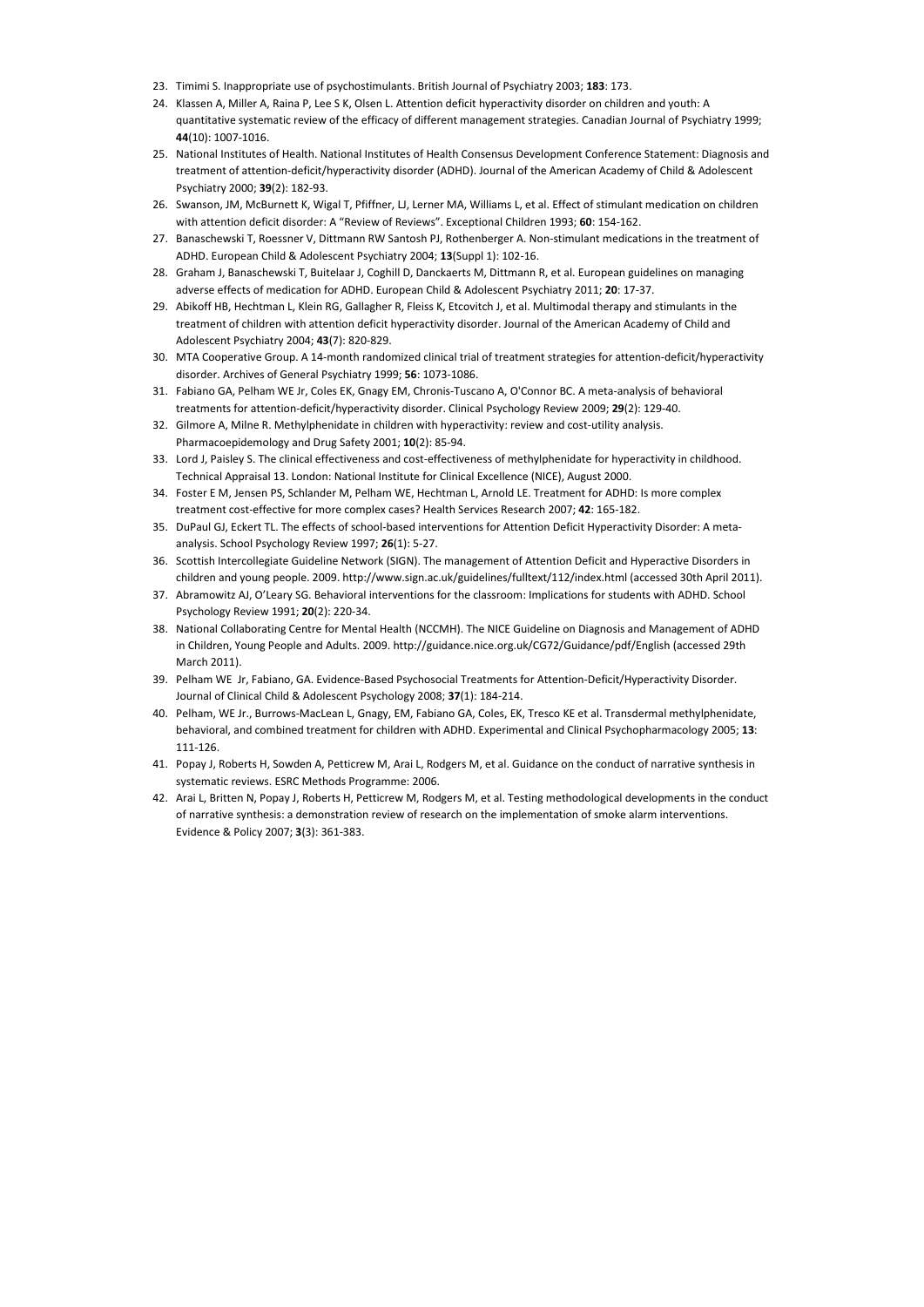23. Timimi S. Inappropriate use of psychostimulants. British Journal of Psychiatry 2003; **183**: 173.
24. Klassen A, Miller A, Raina P, Lee S K, Olsen L. Attention deficit hyperactivity disorder on children and youth: A quantitative systematic review of the efficacy of different management strategies. Canadian Journal of Psychiatry 1999; **44**(10): 1007-1016.
25. National Institutes of Health. National Institutes of Health Consensus Development Conference Statement: Diagnosis and treatment of attention-deficit/hyperactivity disorder (ADHD). Journal of the American Academy of Child & Adolescent Psychiatry 2000; **39**(2): 182-93.
26. Swanson, JM, McBurnett K, Wigal T, Pfiffner, LJ, Lerner MA, Williams L, et al. Effect of stimulant medication on children with attention deficit disorder: A "Review of Reviews". Exceptional Children 1993; **60**: 154-162.
27. Banaschewski T, Roessner V, Dittmann RW Santosh PJ, Rothenberger A. Non-stimulant medications in the treatment of ADHD. European Child & Adolescent Psychiatry 2004; **13**(Suppl 1): 102-16.
28. Graham J, Banaschewski T, Buitelaar J, Coghill D, Danckaerts M, Dittmann R, et al. European guidelines on managing adverse effects of medication for ADHD. European Child & Adolescent Psychiatry 2011; **20**: 17-37.
29. Abikoff HB, Hechtman L, Klein RG, Gallagher R, Fleiss K, Etcovitch J, et al. Multimodal therapy and stimulants in the treatment of children with attention deficit hyperactivity disorder. Journal of the American Academy of Child and Adolescent Psychiatry 2004; **43**(7): 820-829.
30. MTA Cooperative Group. A 14-month randomized clinical trial of treatment strategies for attention-deficit/hyperactivity disorder. Archives of General Psychiatry 1999; **56**: 1073-1086.
31. Fabiano GA, Pelham WE Jr, Coles EK, Gnagy EM, Chronis-Tuscano A, O'Connor BC. A meta-analysis of behavioral treatments for attention-deficit/hyperactivity disorder. Clinical Psychology Review 2009; **29**(2): 129-40.
32. Gilmore A, Milne R. Methylphenidate in children with hyperactivity: review and cost-utility analysis. Pharmacoepidemology and Drug Safety 2001; **10**(2): 85-94.
33. Lord J, Paisley S. The clinical effectiveness and cost-effectiveness of methylphenidate for hyperactivity in childhood. Technical Appraisal 13. London: National Institute for Clinical Excellence (NICE), August 2000.
34. Foster E M, Jensen PS, Schlander M, Pelham WE, Hechtman L, Arnold LE. Treatment for ADHD: Is more complex treatment cost-effective for more complex cases? Health Services Research 2007; **42**: 165-182.
35. DuPaul GJ, Eckert TL. The effects of school-based interventions for Attention Deficit Hyperactivity Disorder: A meta-analysis. School Psychology Review 1997; **26**(1): 5-27.
36. Scottish Intercollegiate Guideline Network (SIGN). The management of Attention Deficit and Hyperactive Disorders in children and young people. 2009. http://www.sign.ac.uk/guidelines/fulltext/112/index.html (accessed 30th April 2011).
37. Abramowitz AJ, O'Leary SG. Behavioral interventions for the classroom: Implications for students with ADHD. School Psychology Review 1991; **20**(2): 220-34.
38. National Collaborating Centre for Mental Health (NCCMH). The NICE Guideline on Diagnosis and Management of ADHD in Children, Young People and Adults. 2009. http://guidance.nice.org.uk/CG72/Guidance/pdf/English (accessed 29th March 2011).
39. Pelham WE Jr, Fabiano, GA. Evidence-Based Psychosocial Treatments for Attention-Deficit/Hyperactivity Disorder. Journal of Clinical Child & Adolescent Psychology 2008; **37**(1): 184-214.
40. Pelham, WE Jr., Burrows-MacLean L, Gnagy, EM, Fabiano GA, Coles, EK, Tresco KE et al. Transdermal methylphenidate, behavioral, and combined treatment for children with ADHD. Experimental and Clinical Psychopharmacology 2005; **13**: 111-126.
41. Popay J, Roberts H, Sowden A, Petticrew M, Arai L, Rodgers M, et al. Guidance on the conduct of narrative synthesis in systematic reviews. ESRC Methods Programme: 2006.
42. Arai L, Britten N, Popay J, Roberts H, Petticrew M, Rodgers M, et al. Testing methodological developments in the conduct of narrative synthesis: a demonstration review of research on the implementation of smoke alarm interventions. Evidence & Policy 2007; **3**(3): 361-383.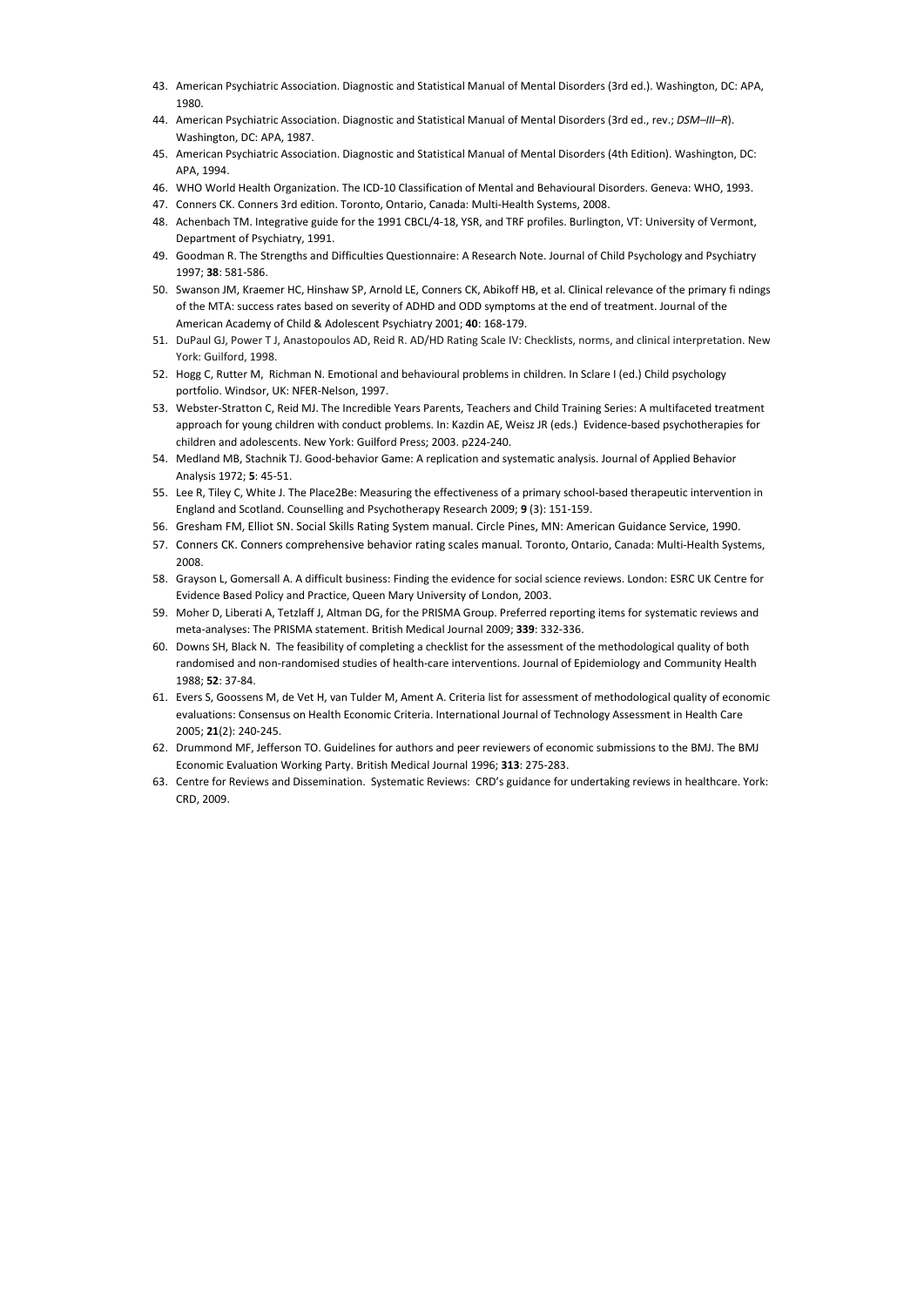43. American Psychiatric Association. Diagnostic and Statistical Manual of Mental Disorders (3rd ed.). Washington, DC: APA, 1980.
44. American Psychiatric Association. Diagnostic and Statistical Manual of Mental Disorders (3rd ed., rev.; *DSM–III–R*). Washington, DC: APA, 1987.
45. American Psychiatric Association. Diagnostic and Statistical Manual of Mental Disorders (4th Edition). Washington, DC: APA, 1994.
46. WHO World Health Organization. The ICD-10 Classification of Mental and Behavioural Disorders. Geneva: WHO, 1993.
47. Conners CK. Conners 3rd edition. Toronto, Ontario, Canada: Multi-Health Systems, 2008.
48. Achenbach TM. Integrative guide for the 1991 CBCL/4-18, YSR, and TRF profiles. Burlington, VT: University of Vermont, Department of Psychiatry, 1991.
49. Goodman R. The Strengths and Difficulties Questionnaire: A Research Note. Journal of Child Psychology and Psychiatry 1997; **38**: 581-586.
50. Swanson JM, Kraemer HC, Hinshaw SP, Arnold LE, Conners CK, Abikoff HB, et al. Clinical relevance of the primary fi ndings of the MTA: success rates based on severity of ADHD and ODD symptoms at the end of treatment. Journal of the American Academy of Child & Adolescent Psychiatry 2001; **40**: 168-179.
51. DuPaul GJ, Power T J, Anastopoulos AD, Reid R. AD/HD Rating Scale IV: Checklists, norms, and clinical interpretation. New York: Guilford, 1998.
52. Hogg C, Rutter M, Richman N. Emotional and behavioural problems in children. In Sclare I (ed.) Child psychology portfolio. Windsor, UK: NFER-Nelson, 1997.
53. Webster-Stratton C, Reid MJ. The Incredible Years Parents, Teachers and Child Training Series: A multifaceted treatment approach for young children with conduct problems. In: Kazdin AE, Weisz JR (eds.) Evidence-based psychotherapies for children and adolescents. New York: Guilford Press; 2003. p224-240.
54. Medland MB, Stachnik TJ. Good-behavior Game: A replication and systematic analysis. Journal of Applied Behavior Analysis 1972; **5**: 45-51.
55. Lee R, Tiley C, White J. The Place2Be: Measuring the effectiveness of a primary school-based therapeutic intervention in England and Scotland. Counselling and Psychotherapy Research 2009; **9** (3): 151-159.
56. Gresham FM, Elliot SN. Social Skills Rating System manual. Circle Pines, MN: American Guidance Service, 1990.
57. Conners CK. Conners comprehensive behavior rating scales manual. Toronto, Ontario, Canada: Multi-Health Systems, 2008.
58. Grayson L, Gomersall A. A difficult business: Finding the evidence for social science reviews. London: ESRC UK Centre for Evidence Based Policy and Practice, Queen Mary University of London, 2003.
59. Moher D, Liberati A, Tetzlaff J, Altman DG, for the PRISMA Group. Preferred reporting items for systematic reviews and meta-analyses: The PRISMA statement. British Medical Journal 2009; **339**: 332-336.
60. Downs SH, Black N. The feasibility of completing a checklist for the assessment of the methodological quality of both randomised and non-randomised studies of health-care interventions. Journal of Epidemiology and Community Health 1988; **52**: 37-84.
61. Evers S, Goossens M, de Vet H, van Tulder M, Ament A. Criteria list for assessment of methodological quality of economic evaluations: Consensus on Health Economic Criteria. International Journal of Technology Assessment in Health Care 2005; **21**(2): 240-245.
62. Drummond MF, Jefferson TO. Guidelines for authors and peer reviewers of economic submissions to the BMJ. The BMJ Economic Evaluation Working Party. British Medical Journal 1996; **313**: 275-283.
63. Centre for Reviews and Dissemination. Systematic Reviews: CRD's guidance for undertaking reviews in healthcare. York: CRD, 2009.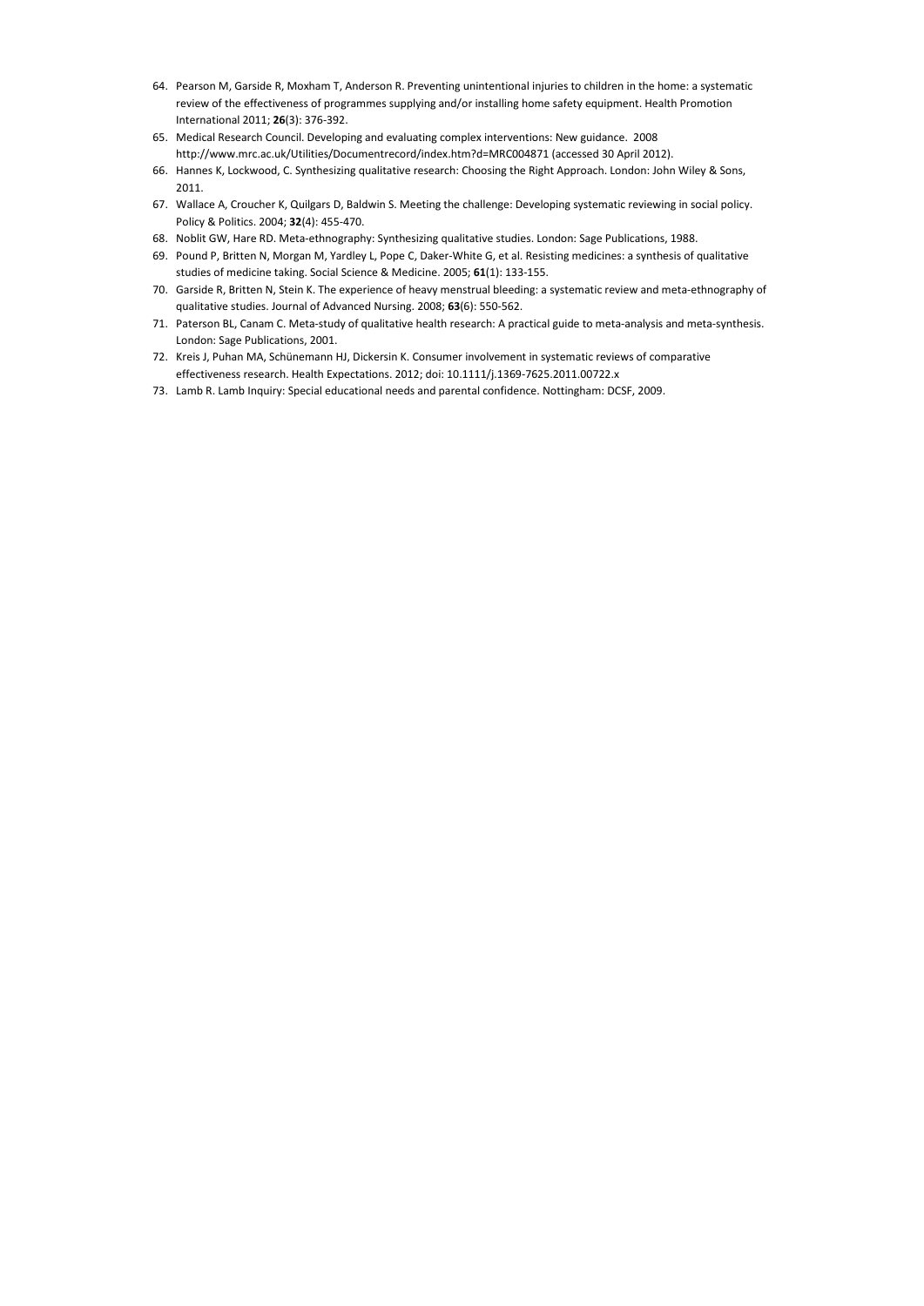64. Pearson M, Garside R, Moxham T, Anderson R. Preventing unintentional injuries to children in the home: a systematic review of the effectiveness of programmes supplying and/or installing home safety equipment. Health Promotion International 2011; **26**(3): 376-392.
65. Medical Research Council. Developing and evaluating complex interventions: New guidance. 2008 http://www.mrc.ac.uk/Utilities/Documentrecord/index.htm?d=MRC004871 (accessed 30 April 2012).
66. Hannes K, Lockwood, C. Synthesizing qualitative research: Choosing the Right Approach. London: John Wiley & Sons, 2011.
67. Wallace A, Croucher K, Quilgars D, Baldwin S. Meeting the challenge: Developing systematic reviewing in social policy. Policy & Politics. 2004; **32**(4): 455-470.
68. Noblit GW, Hare RD. Meta-ethnography: Synthesizing qualitative studies. London: Sage Publications, 1988.
69. Pound P, Britten N, Morgan M, Yardley L, Pope C, Daker-White G, et al. Resisting medicines: a synthesis of qualitative studies of medicine taking. Social Science & Medicine. 2005; **61**(1): 133-155.
70. Garside R, Britten N, Stein K. The experience of heavy menstrual bleeding: a systematic review and meta-ethnography of qualitative studies. Journal of Advanced Nursing. 2008; **63**(6): 550-562.
71. Paterson BL, Canam C. Meta-study of qualitative health research: A practical guide to meta-analysis and meta-synthesis. London: Sage Publications, 2001.
72. Kreis J, Puhan MA, Schünemann HJ, Dickersin K. Consumer involvement in systematic reviews of comparative effectiveness research. Health Expectations. 2012; doi: 10.1111/j.1369-7625.2011.00722.x
73. Lamb R. Lamb Inquiry: Special educational needs and parental confidence. Nottingham: DCSF, 2009.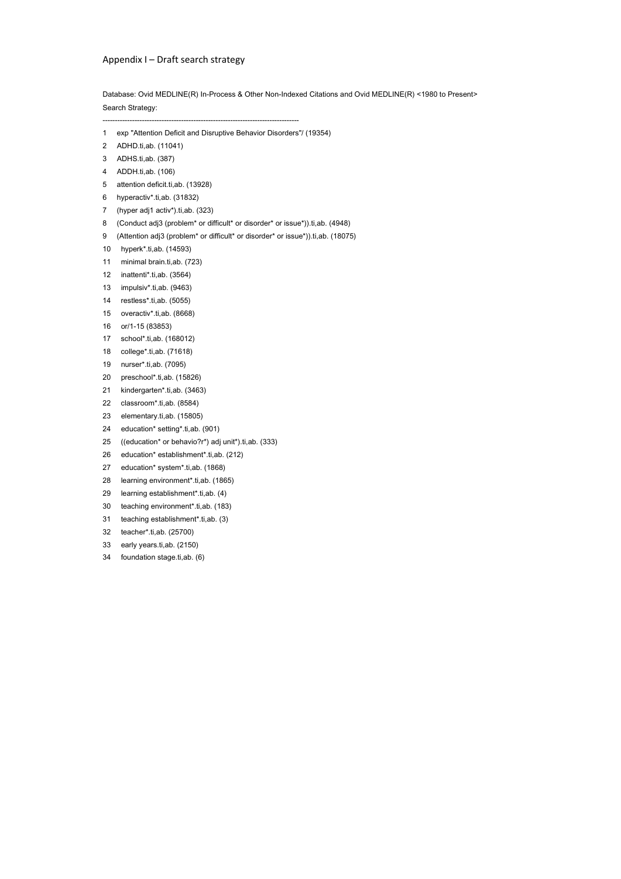## Appendix I – Draft search strategy

Database: Ovid MEDLINE(R) In-Process & Other Non-Indexed Citations and Ovid MEDLINE(R) <1980 to Present>

Search Strategy:

--------------------------------------------------------------------------------

1 exp "Attention Deficit and Disruptive Behavior Disorders"/ (19354)
2 ADHD.ti,ab. (11041)
3 ADHS.ti,ab. (387)
4 ADDH.ti,ab. (106)
5 attention deficit.ti,ab. (13928)
6 hyperactiv*.ti,ab. (31832)
7 (hyper adj1 activ*).ti,ab. (323)
8 (Conduct adj3 (problem* or difficult* or disorder* or issue*)).ti,ab. (4948)
9 (Attention adj3 (problem* or difficult* or disorder* or issue*)).ti,ab. (18075)
10 hyperk*.ti,ab. (14593)
11 minimal brain.ti,ab. (723)
12 inattenti*.ti,ab. (3564)
13 impulsiv*.ti,ab. (9463)
14 restless*.ti,ab. (5055)
15 overactiv*.ti,ab. (8668)
16 or/1-15 (83853)
17 school*.ti,ab. (168012)
18 college*.ti,ab. (71618)
19 nurser*.ti,ab. (7095)
20 preschool*.ti,ab. (15826)
21 kindergarten*.ti,ab. (3463)
22 classroom*.ti,ab. (8584)
23 elementary.ti,ab. (15805)
24 education* setting*.ti,ab. (901)
25 ((education* or behavio?r*) adj unit*).ti,ab. (333)
26 education* establishment*.ti,ab. (212)
27 education* system*.ti,ab. (1868)
28 learning environment*.ti,ab. (1865)
29 learning establishment*.ti,ab. (4)
30 teaching environment*.ti,ab. (183)
31 teaching establishment*.ti,ab. (3)
32 teacher*.ti,ab. (25700)
33 early years.ti,ab. (2150)
34 foundation stage.ti,ab. (6)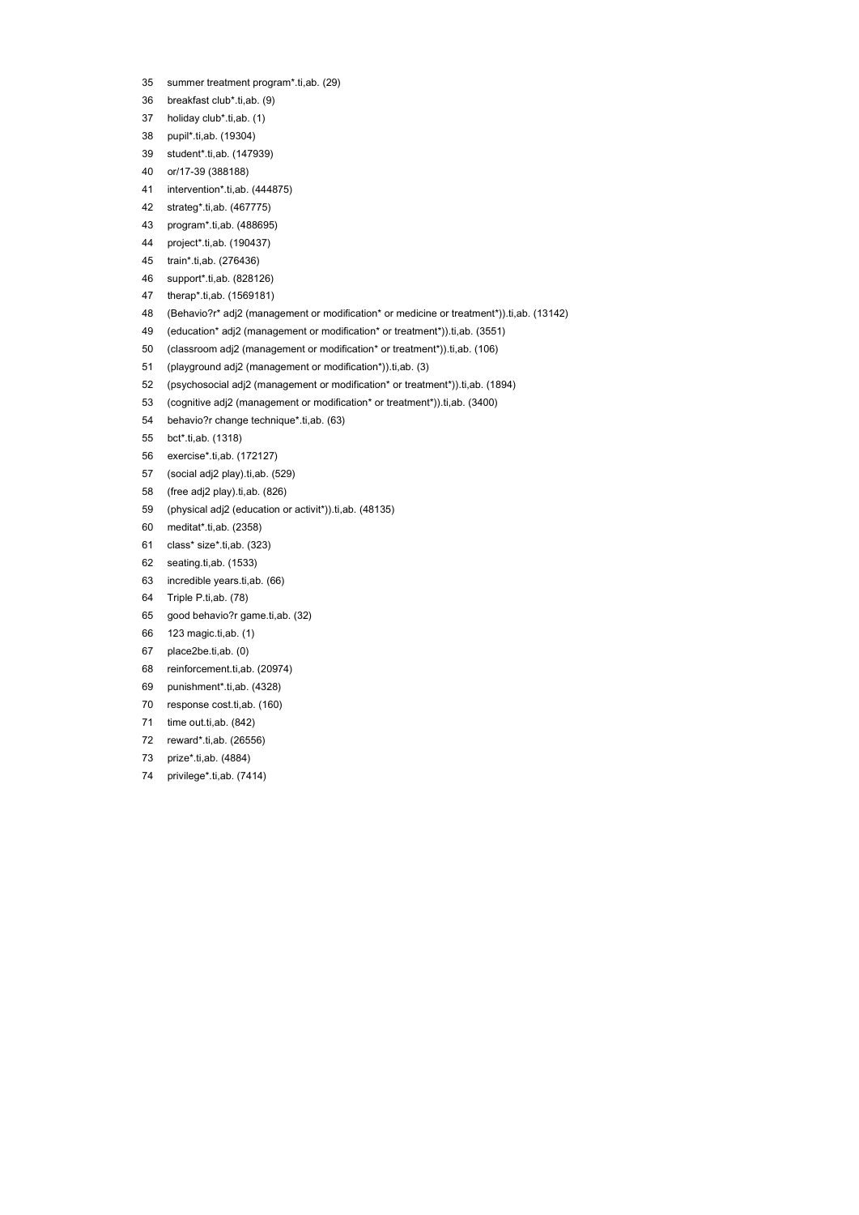35 summer treatment program*.ti,ab. (29)
36 breakfast club*.ti,ab. (9)
37 holiday club*.ti,ab. (1)
38 pupil*.ti,ab. (19304)
39 student*.ti,ab. (147939)
40 or/17-39 (388188)
41 intervention*.ti,ab. (444875)
42 strateg*.ti,ab. (467775)
43 program*.ti,ab. (488695)
44 project*.ti,ab. (190437)
45 train*.ti,ab. (276436)
46 support*.ti,ab. (828126)
47 therap*.ti,ab. (1569181)
48 (Behavio?r* adj2 (management or modification* or medicine or treatment*)).ti,ab. (13142)
49 (education* adj2 (management or modification* or treatment*)).ti,ab. (3551)
50 (classroom adj2 (management or modification* or treatment*)).ti,ab. (106)
51 (playground adj2 (management or modification*)).ti,ab. (3)
52 (psychosocial adj2 (management or modification* or treatment*)).ti,ab. (1894)
53 (cognitive adj2 (management or modification* or treatment*)).ti,ab. (3400)
54 behavio?r change technique*.ti,ab. (63)
55 bct*.ti,ab. (1318)
56 exercise*.ti,ab. (172127)
57 (social adj2 play).ti,ab. (529)
58 (free adj2 play).ti,ab. (826)
59 (physical adj2 (education or activit*)).ti,ab. (48135)
60 meditat*.ti,ab. (2358)
61 class* size*.ti,ab. (323)
62 seating.ti,ab. (1533)
63 incredible years.ti,ab. (66)
64 Triple P.ti,ab. (78)
65 good behavio?r game.ti,ab. (32)
66 123 magic.ti,ab. (1)
67 place2be.ti,ab. (0)
68 reinforcement.ti,ab. (20974)
69 punishment*.ti,ab. (4328)
70 response cost.ti,ab. (160)
71 time out.ti,ab. (842)
72 reward*.ti,ab. (26556)
73 prize*.ti,ab. (4884)
74 privilege*.ti,ab. (7414)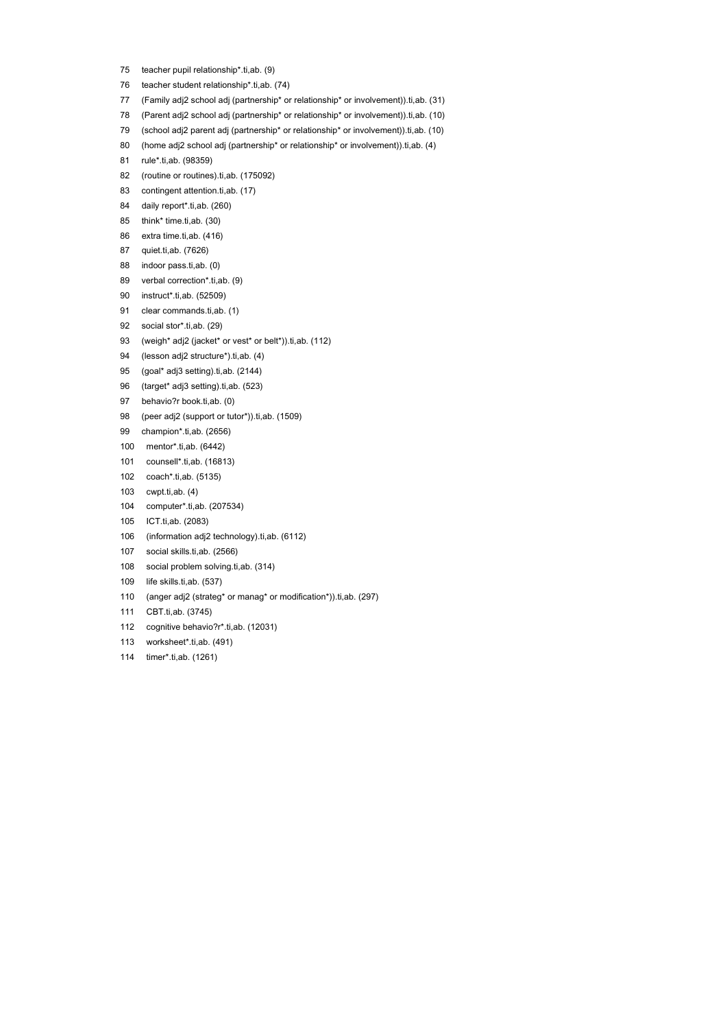75 teacher pupil relationship*.ti,ab. (9)
76 teacher student relationship*.ti,ab. (74)
77 (Family adj2 school adj (partnership* or relationship* or involvement)).ti,ab. (31)
78 (Parent adj2 school adj (partnership* or relationship* or involvement)).ti,ab. (10)
79 (school adj2 parent adj (partnership* or relationship* or involvement)).ti,ab. (10)
80 (home adj2 school adj (partnership* or relationship* or involvement)).ti,ab. (4)
81 rule*.ti,ab. (98359)
82 (routine or routines).ti,ab. (175092)
83 contingent attention.ti,ab. (17)
84 daily report*.ti,ab. (260)
85 think* time.ti,ab. (30)
86 extra time.ti,ab. (416)
87 quiet.ti,ab. (7626)
88 indoor pass.ti,ab. (0)
89 verbal correction*.ti,ab. (9)
90 instruct*.ti,ab. (52509)
91 clear commands.ti,ab. (1)
92 social stor*.ti,ab. (29)
93 (weigh* adj2 (jacket* or vest* or belt*)).ti,ab. (112)
94 (lesson adj2 structure*).ti,ab. (4)
95 (goal* adj3 setting).ti,ab. (2144)
96 (target* adj3 setting).ti,ab. (523)
97 behavio?r book.ti,ab. (0)
98 (peer adj2 (support or tutor*)).ti,ab. (1509)
99 champion*.ti,ab. (2656)
100 mentor*.ti,ab. (6442)
101 counsell*.ti,ab. (16813)
102 coach*.ti,ab. (5135)
103 cwpt.ti,ab. (4)
104 computer*.ti,ab. (207534)
105 ICT.ti,ab. (2083)
106 (information adj2 technology).ti,ab. (6112)
107 social skills.ti,ab. (2566)
108 social problem solving.ti,ab. (314)
109 life skills.ti,ab. (537)
110 (anger adj2 (strateg* or manag* or modification*)).ti,ab. (297)
111 CBT.ti,ab. (3745)
112 cognitive behavio?r*.ti,ab. (12031)
113 worksheet*.ti,ab. (491)
114 timer*.ti,ab. (1261)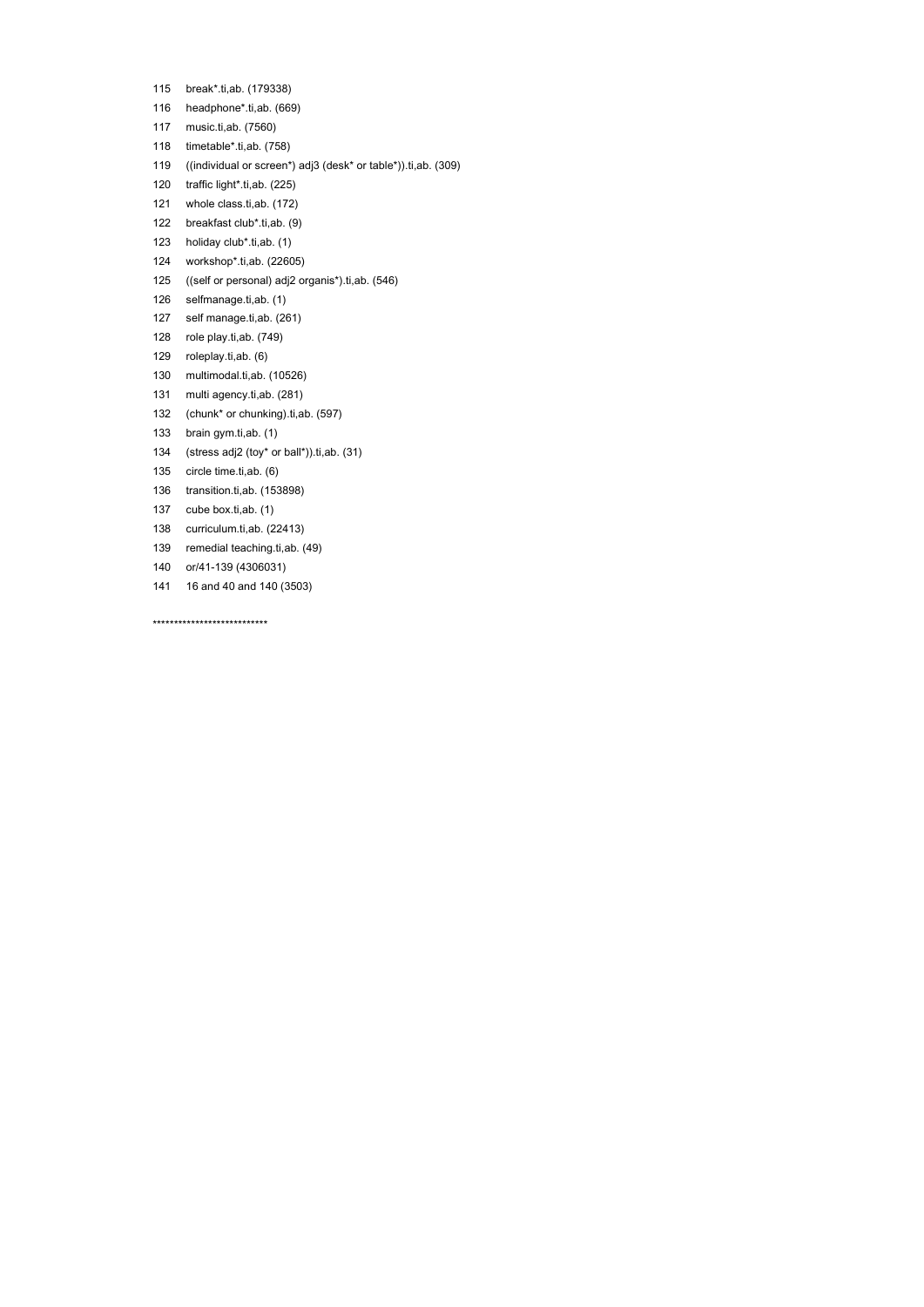115 break*.ti,ab. (179338)

116 headphone*.ti,ab. (669)

117 music.ti,ab. (7560)

118 timetable*.ti,ab. (758)

119 ((individual or screen*) adj3 (desk* or table*)).ti,ab. (309)

120 traffic light*.ti,ab. (225)

121 whole class.ti,ab. (172)

122 breakfast club*.ti,ab. (9)

123 holiday club*.ti,ab. (1)

124 workshop*.ti,ab. (22605)

125 ((self or personal) adj2 organis*).ti,ab. (546)

126 selfmanage.ti,ab. (1)

127 self manage.ti,ab. (261)

128 role play.ti,ab. (749)

129 roleplay.ti,ab. (6)

130 multimodal.ti,ab. (10526)

131 multi agency.ti,ab. (281)

132 (chunk* or chunking).ti,ab. (597)

133 brain gym.ti,ab. (1)

134 (stress adj2 (toy* or ball*)).ti,ab. (31)

135 circle time.ti,ab. (6)

136 transition.ti,ab. (153898)

137 cube box.ti,ab. (1)

138 curriculum.ti,ab. (22413)

139 remedial teaching.ti,ab. (49)

140 or/41-139 (4306031)

141 16 and 40 and 140 (3503)

***************************